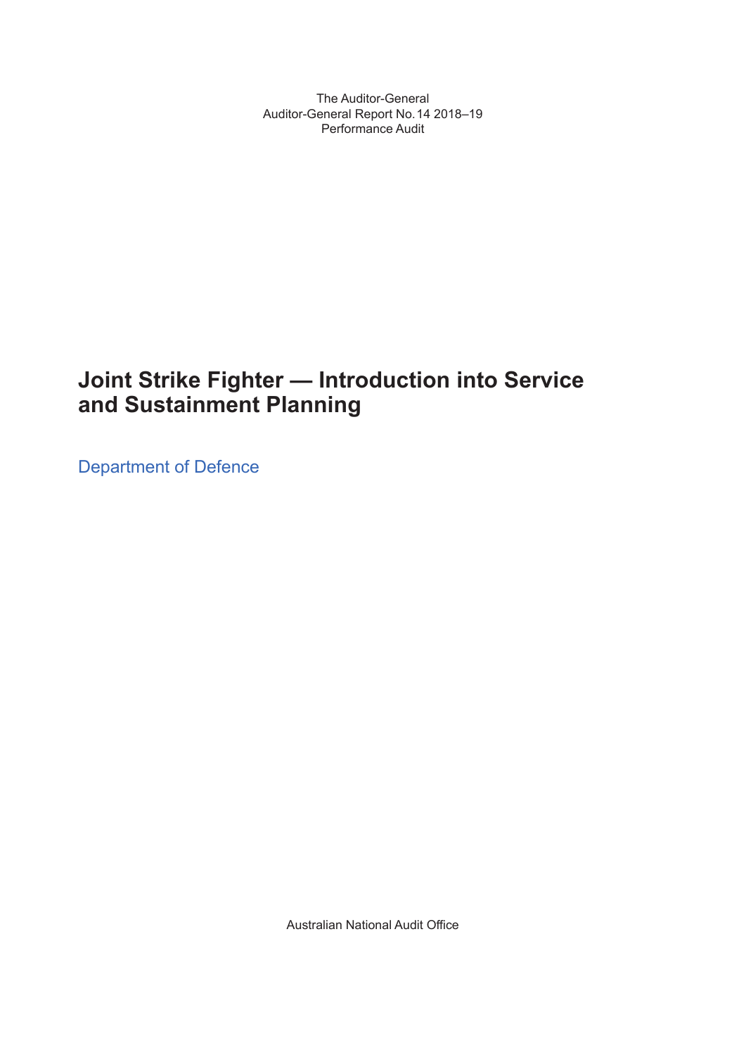The Auditor-General
Auditor-General Report No. 14 2018–19
Performance Audit

# Joint Strike Fighter — Introduction into Service and Sustainment Planning

Department of Defence

Australian National Audit Office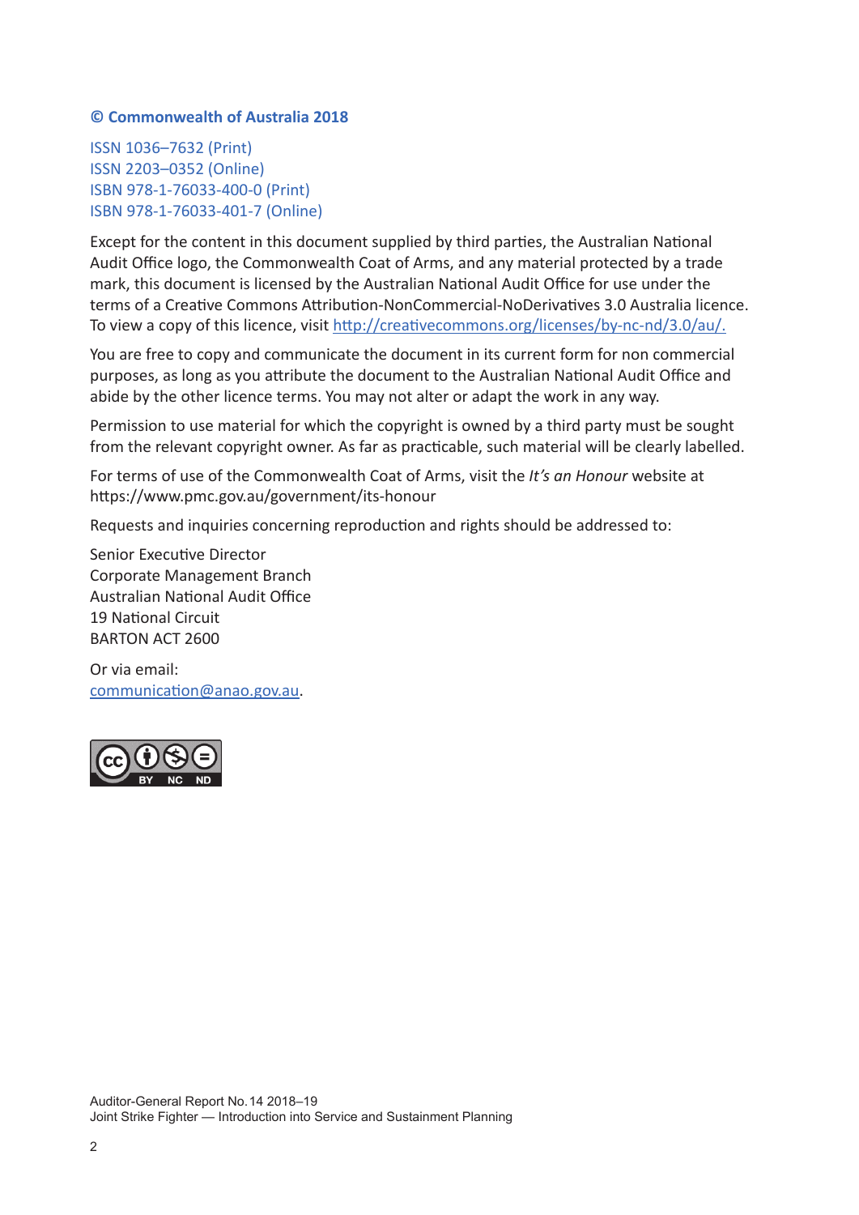**© Commonwealth of Australia 2018**

ISSN 1036–7632 (Print)
ISSN 2203–0352 (Online)
ISBN 978-1-76033-400-0 (Print)
ISBN 978-1-76033-401-7 (Online)

Except for the content in this document supplied by third parties, the Australian National Audit Office logo, the Commonwealth Coat of Arms, and any material protected by a trade mark, this document is licensed by the Australian National Audit Office for use under the terms of a Creative Commons Attribution-NonCommercial-NoDerivatives 3.0 Australia licence. To view a copy of this licence, visit http://creativecommons.org/licenses/by-nc-nd/3.0/au/.

You are free to copy and communicate the document in its current form for non commercial purposes, as long as you attribute the document to the Australian National Audit Office and abide by the other licence terms. You may not alter or adapt the work in any way.

Permission to use material for which the copyright is owned by a third party must be sought from the relevant copyright owner. As far as practicable, such material will be clearly labelled.

For terms of use of the Commonwealth Coat of Arms, visit the *It's an Honour* website at https://www.pmc.gov.au/government/its-honour

Requests and inquiries concerning reproduction and rights should be addressed to:

Senior Executive Director
Corporate Management Branch
Australian National Audit Office
19 National Circuit
BARTON ACT 2600

Or via email:
communication@anao.gov.au.

Auditor-General Report No.14 2018–19
Joint Strike Fighter — Introduction into Service and Sustainment Planning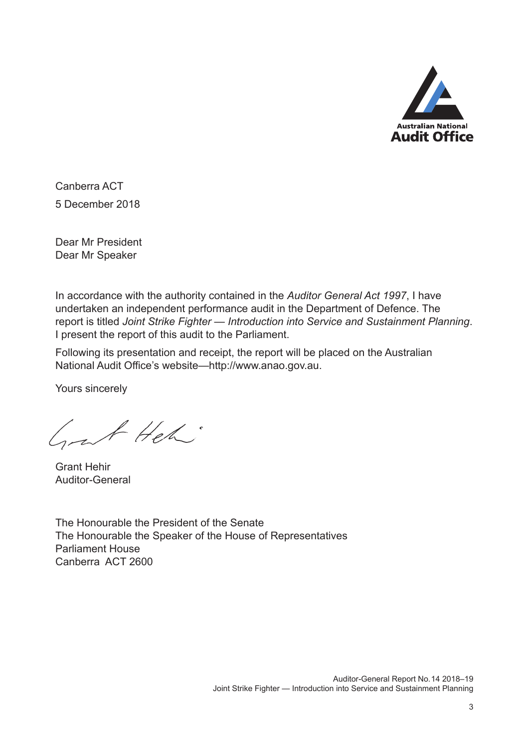Canberra ACT

5 December 2018

Dear Mr President
Dear Mr Speaker

In accordance with the authority contained in the *Auditor General Act 1997*, I have undertaken an independent performance audit in the Department of Defence. The report is titled *Joint Strike Fighter — Introduction into Service and Sustainment Planning*. I present the report of this audit to the Parliament.

Following its presentation and receipt, the report will be placed on the Australian National Audit Office's website—http://www.anao.gov.au.

Yours sincerely

Grant Hehir
Auditor-General

The Honourable the President of the Senate
The Honourable the Speaker of the House of Representatives
Parliament House
Canberra ACT 2600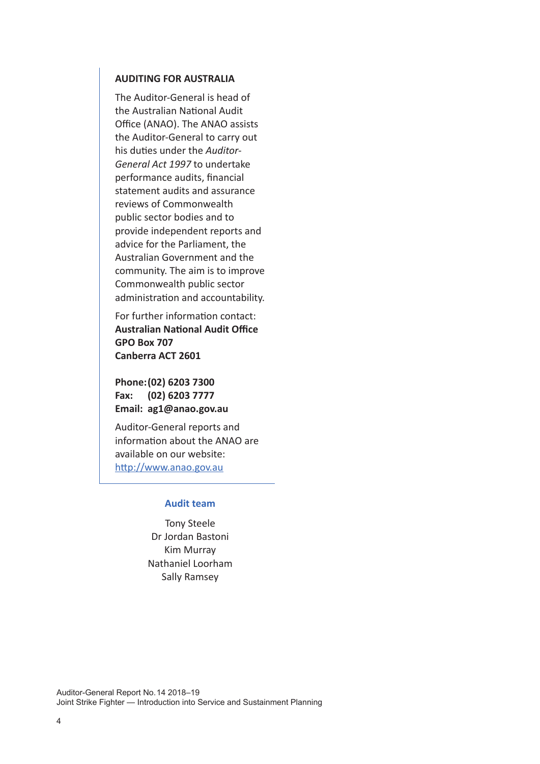**AUDITING FOR AUSTRALIA**

The Auditor-General is head of the Australian National Audit Office (ANAO). The ANAO assists the Auditor-General to carry out his duties under the *Auditor-General Act 1997* to undertake performance audits, financial statement audits and assurance reviews of Commonwealth public sector bodies and to provide independent reports and advice for the Parliament, the Australian Government and the community. The aim is to improve Commonwealth public sector administration and accountability.

For further information contact:
**Australian National Audit Office**
**GPO Box 707**
**Canberra ACT 2601**

**Phone: (02) 6203 7300**
**Fax: (02) 6203 7777**
**Email: ag1@anao.gov.au**

Auditor-General reports and information about the ANAO are available on our website:
http://www.anao.gov.au

**Audit team**

Tony Steele
Dr Jordan Bastoni
Kim Murray
Nathaniel Loorham
Sally Ramsey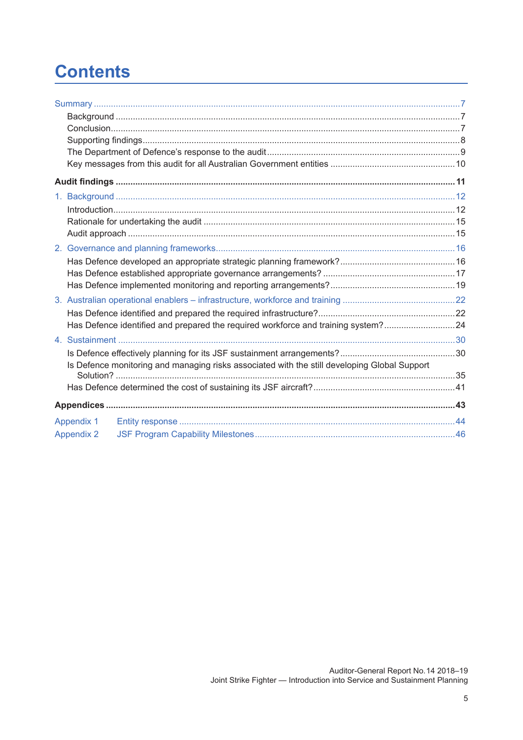# Contents

Summary ..... 7

- Background ..... 7
- Conclusion ..... 7
- Supporting findings ..... 8
- The Department of Defence's response to the audit ..... 9
- Key messages from this audit for all Australian Government entities ..... 10

**Audit findings ..... 11**

1. Background ..... 12
   - Introduction ..... 12
   - Rationale for undertaking the audit ..... 15
   - Audit approach ..... 15
2. Governance and planning frameworks ..... 16
   - Has Defence developed an appropriate strategic planning framework? ..... 16
   - Has Defence established appropriate governance arrangements? ..... 17
   - Has Defence implemented monitoring and reporting arrangements? ..... 19
3. Australian operational enablers – infrastructure, workforce and training ..... 22
   - Has Defence identified and prepared the required infrastructure? ..... 22
   - Has Defence identified and prepared the required workforce and training system? ..... 24
4. Sustainment ..... 30
   - Is Defence effectively planning for its JSF sustainment arrangements? ..... 30
   - Is Defence monitoring and managing risks associated with the still developing Global Support Solution? ..... 35
   - Has Defence determined the cost of sustaining its JSF aircraft? ..... 41

**Appendices ..... 43**

- Appendix 1 Entity response ..... 44
- Appendix 2 JSF Program Capability Milestones ..... 46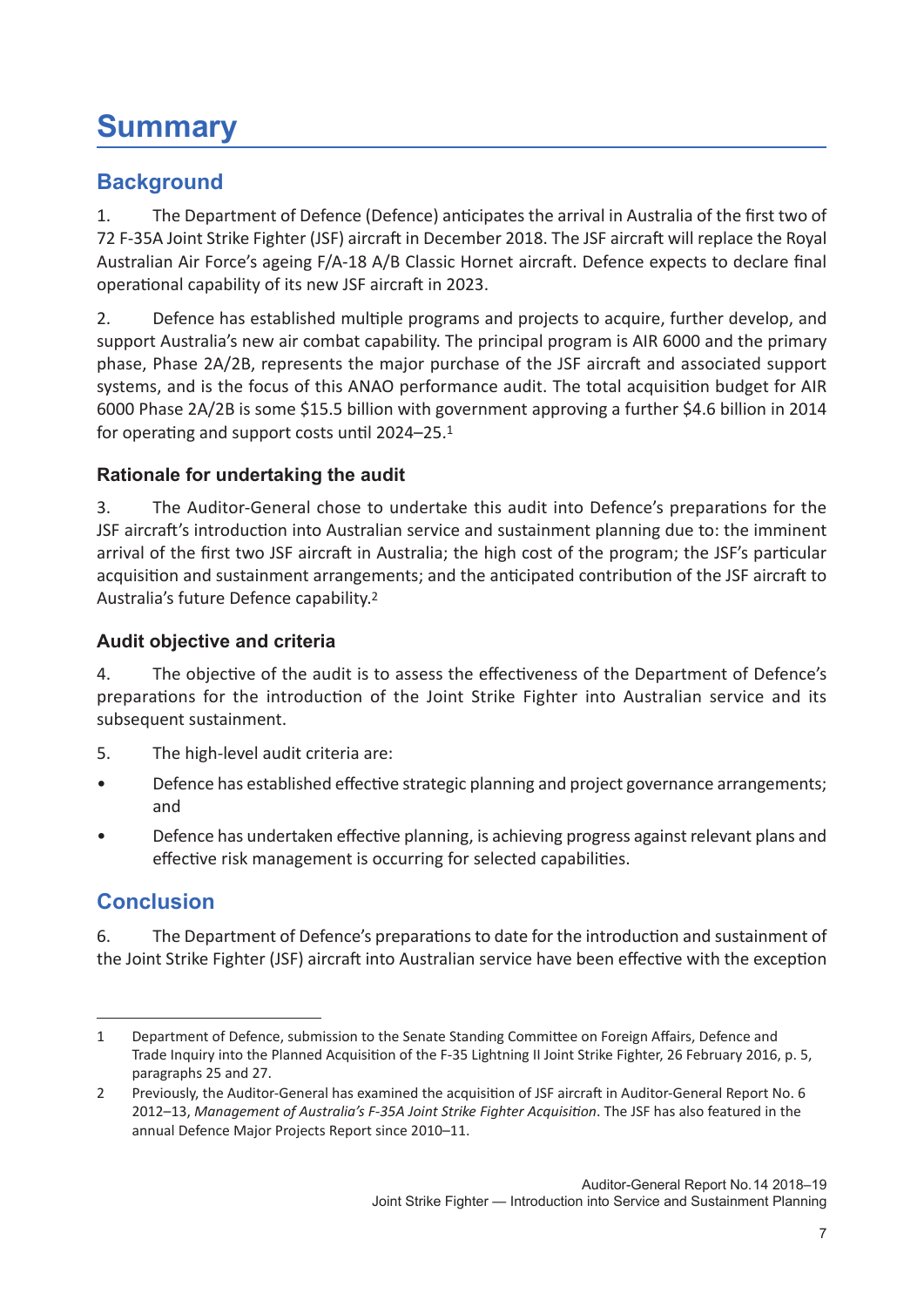# Summary

## Background

1. The Department of Defence (Defence) anticipates the arrival in Australia of the first two of 72 F-35A Joint Strike Fighter (JSF) aircraft in December 2018. The JSF aircraft will replace the Royal Australian Air Force's ageing F/A-18 A/B Classic Hornet aircraft. Defence expects to declare final operational capability of its new JSF aircraft in 2023.

2. Defence has established multiple programs and projects to acquire, further develop, and support Australia's new air combat capability. The principal program is AIR 6000 and the primary phase, Phase 2A/2B, represents the major purchase of the JSF aircraft and associated support systems, and is the focus of this ANAO performance audit. The total acquisition budget for AIR 6000 Phase 2A/2B is some $15.5 billion with government approving a further $4.6 billion in 2014 for operating and support costs until 2024–25.[1]

### Rationale for undertaking the audit

3. The Auditor-General chose to undertake this audit into Defence's preparations for the JSF aircraft's introduction into Australian service and sustainment planning due to: the imminent arrival of the first two JSF aircraft in Australia; the high cost of the program; the JSF's particular acquisition and sustainment arrangements; and the anticipated contribution of the JSF aircraft to Australia's future Defence capability.[2]

### Audit objective and criteria

4. The objective of the audit is to assess the effectiveness of the Department of Defence's preparations for the introduction of the Joint Strike Fighter into Australian service and its subsequent sustainment.

5. The high-level audit criteria are:

- Defence has established effective strategic planning and project governance arrangements; and
- Defence has undertaken effective planning, is achieving progress against relevant plans and effective risk management is occurring for selected capabilities.

## Conclusion

6. The Department of Defence's preparations to date for the introduction and sustainment of the Joint Strike Fighter (JSF) aircraft into Australian service have been effective with the exception

---

1 Department of Defence, submission to the Senate Standing Committee on Foreign Affairs, Defence and Trade Inquiry into the Planned Acquisition of the F-35 Lightning II Joint Strike Fighter, 26 February 2016, p. 5, paragraphs 25 and 27.

2 Previously, the Auditor-General has examined the acquisition of JSF aircraft in Auditor-General Report No. 6 2012–13, *Management of Australia's F-35A Joint Strike Fighter Acquisition*. The JSF has also featured in the annual Defence Major Projects Report since 2010–11.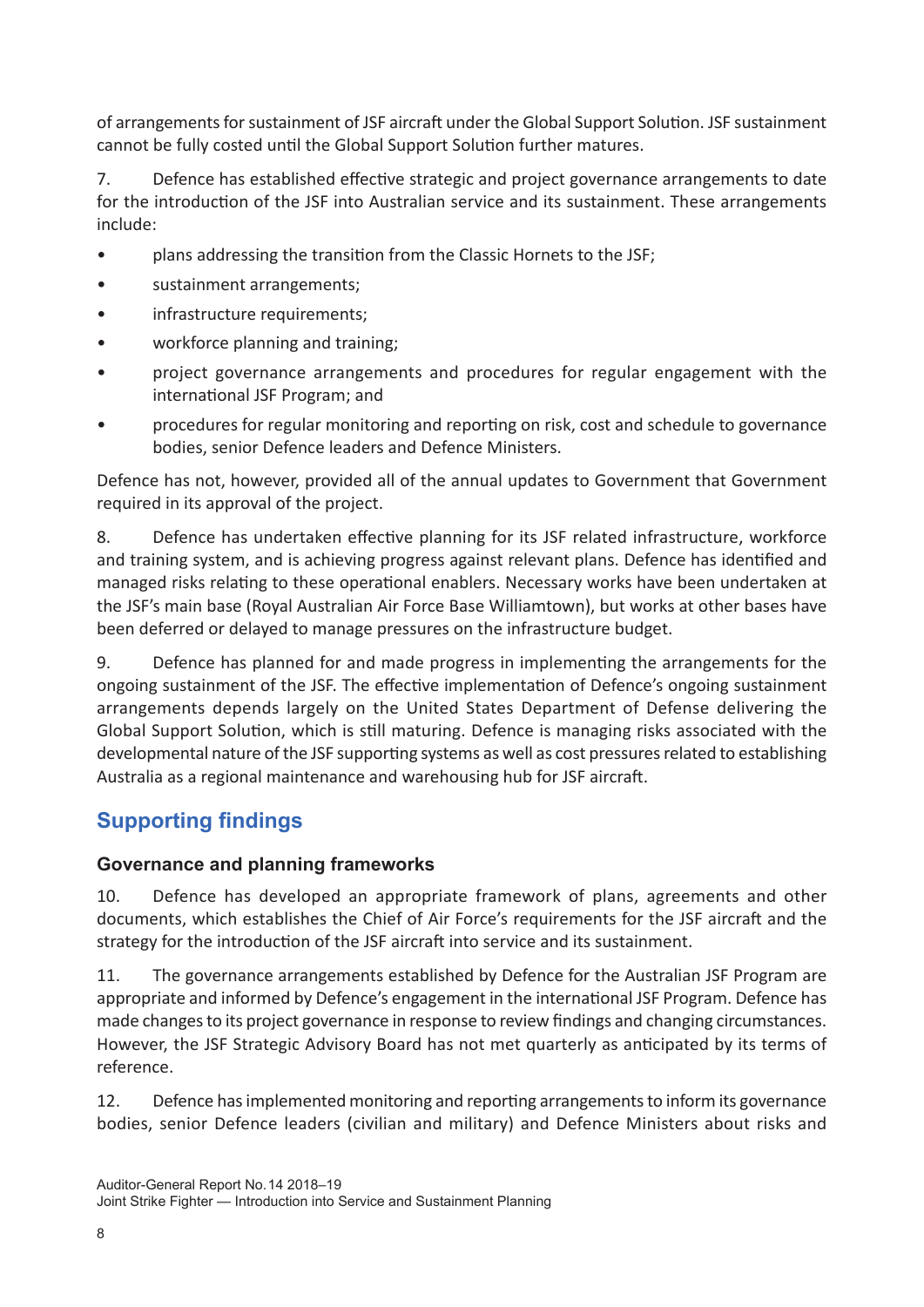of arrangements for sustainment of JSF aircraft under the Global Support Solution. JSF sustainment cannot be fully costed until the Global Support Solution further matures.

7. Defence has established effective strategic and project governance arrangements to date for the introduction of the JSF into Australian service and its sustainment. These arrangements include:

- plans addressing the transition from the Classic Hornets to the JSF;
- sustainment arrangements;
- infrastructure requirements;
- workforce planning and training;
- project governance arrangements and procedures for regular engagement with the international JSF Program; and
- procedures for regular monitoring and reporting on risk, cost and schedule to governance bodies, senior Defence leaders and Defence Ministers.

Defence has not, however, provided all of the annual updates to Government that Government required in its approval of the project.

8. Defence has undertaken effective planning for its JSF related infrastructure, workforce and training system, and is achieving progress against relevant plans. Defence has identified and managed risks relating to these operational enablers. Necessary works have been undertaken at the JSF's main base (Royal Australian Air Force Base Williamtown), but works at other bases have been deferred or delayed to manage pressures on the infrastructure budget.

9. Defence has planned for and made progress in implementing the arrangements for the ongoing sustainment of the JSF. The effective implementation of Defence's ongoing sustainment arrangements depends largely on the United States Department of Defense delivering the Global Support Solution, which is still maturing. Defence is managing risks associated with the developmental nature of the JSF supporting systems as well as cost pressures related to establishing Australia as a regional maintenance and warehousing hub for JSF aircraft.

## Supporting findings

### Governance and planning frameworks

10. Defence has developed an appropriate framework of plans, agreements and other documents, which establishes the Chief of Air Force's requirements for the JSF aircraft and the strategy for the introduction of the JSF aircraft into service and its sustainment.

11. The governance arrangements established by Defence for the Australian JSF Program are appropriate and informed by Defence's engagement in the international JSF Program. Defence has made changes to its project governance in response to review findings and changing circumstances. However, the JSF Strategic Advisory Board has not met quarterly as anticipated by its terms of reference.

12. Defence has implemented monitoring and reporting arrangements to inform its governance bodies, senior Defence leaders (civilian and military) and Defence Ministers about risks and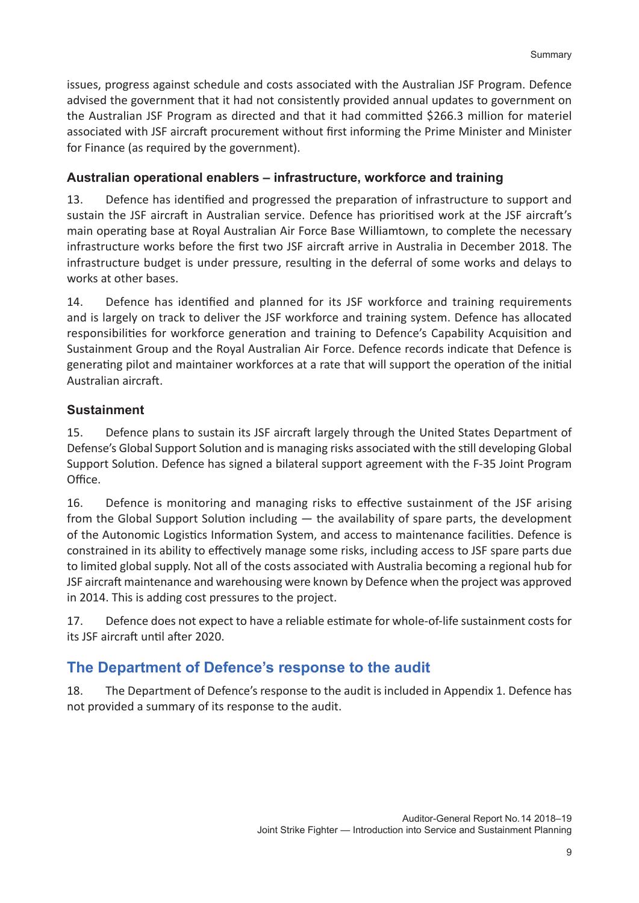issues, progress against schedule and costs associated with the Australian JSF Program. Defence advised the government that it had not consistently provided annual updates to government on the Australian JSF Program as directed and that it had committed $266.3 million for materiel associated with JSF aircraft procurement without first informing the Prime Minister and Minister for Finance (as required by the government).

### Australian operational enablers – infrastructure, workforce and training

13. Defence has identified and progressed the preparation of infrastructure to support and sustain the JSF aircraft in Australian service. Defence has prioritised work at the JSF aircraft's main operating base at Royal Australian Air Force Base Williamtown, to complete the necessary infrastructure works before the first two JSF aircraft arrive in Australia in December 2018. The infrastructure budget is under pressure, resulting in the deferral of some works and delays to works at other bases.

14. Defence has identified and planned for its JSF workforce and training requirements and is largely on track to deliver the JSF workforce and training system. Defence has allocated responsibilities for workforce generation and training to Defence's Capability Acquisition and Sustainment Group and the Royal Australian Air Force. Defence records indicate that Defence is generating pilot and maintainer workforces at a rate that will support the operation of the initial Australian aircraft.

### Sustainment

15. Defence plans to sustain its JSF aircraft largely through the United States Department of Defense's Global Support Solution and is managing risks associated with the still developing Global Support Solution. Defence has signed a bilateral support agreement with the F-35 Joint Program Office.

16. Defence is monitoring and managing risks to effective sustainment of the JSF arising from the Global Support Solution including — the availability of spare parts, the development of the Autonomic Logistics Information System, and access to maintenance facilities. Defence is constrained in its ability to effectively manage some risks, including access to JSF spare parts due to limited global supply. Not all of the costs associated with Australia becoming a regional hub for JSF aircraft maintenance and warehousing were known by Defence when the project was approved in 2014. This is adding cost pressures to the project.

17. Defence does not expect to have a reliable estimate for whole-of-life sustainment costs for its JSF aircraft until after 2020.

## The Department of Defence's response to the audit

18. The Department of Defence's response to the audit is included in Appendix 1. Defence has not provided a summary of its response to the audit.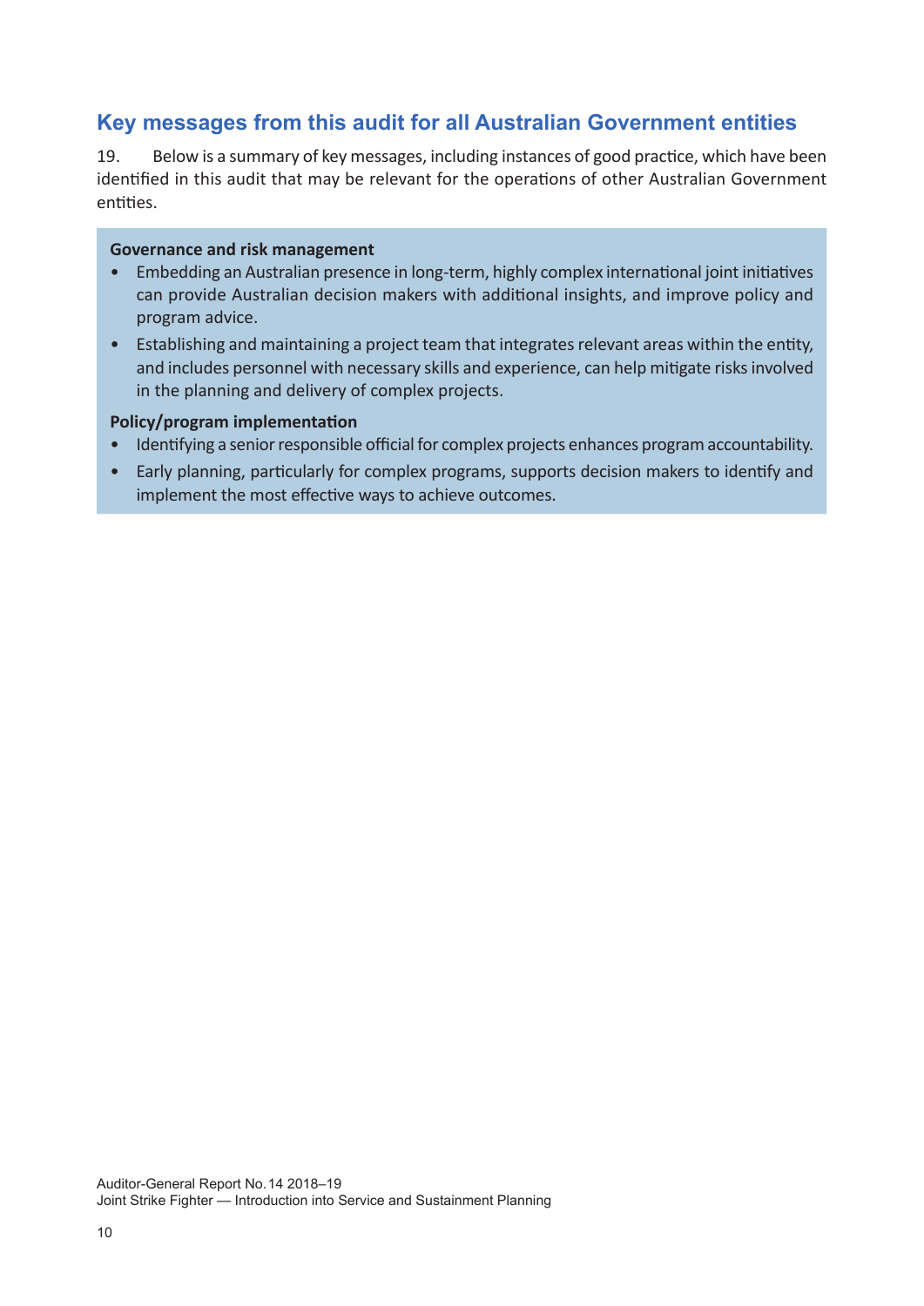## Key messages from this audit for all Australian Government entities

19. Below is a summary of key messages, including instances of good practice, which have been identified in this audit that may be relevant for the operations of other Australian Government entities.

**Governance and risk management**

- Embedding an Australian presence in long-term, highly complex international joint initiatives can provide Australian decision makers with additional insights, and improve policy and program advice.
- Establishing and maintaining a project team that integrates relevant areas within the entity, and includes personnel with necessary skills and experience, can help mitigate risks involved in the planning and delivery of complex projects.

**Policy/program implementation**

- Identifying a senior responsible official for complex projects enhances program accountability.
- Early planning, particularly for complex programs, supports decision makers to identify and implement the most effective ways to achieve outcomes.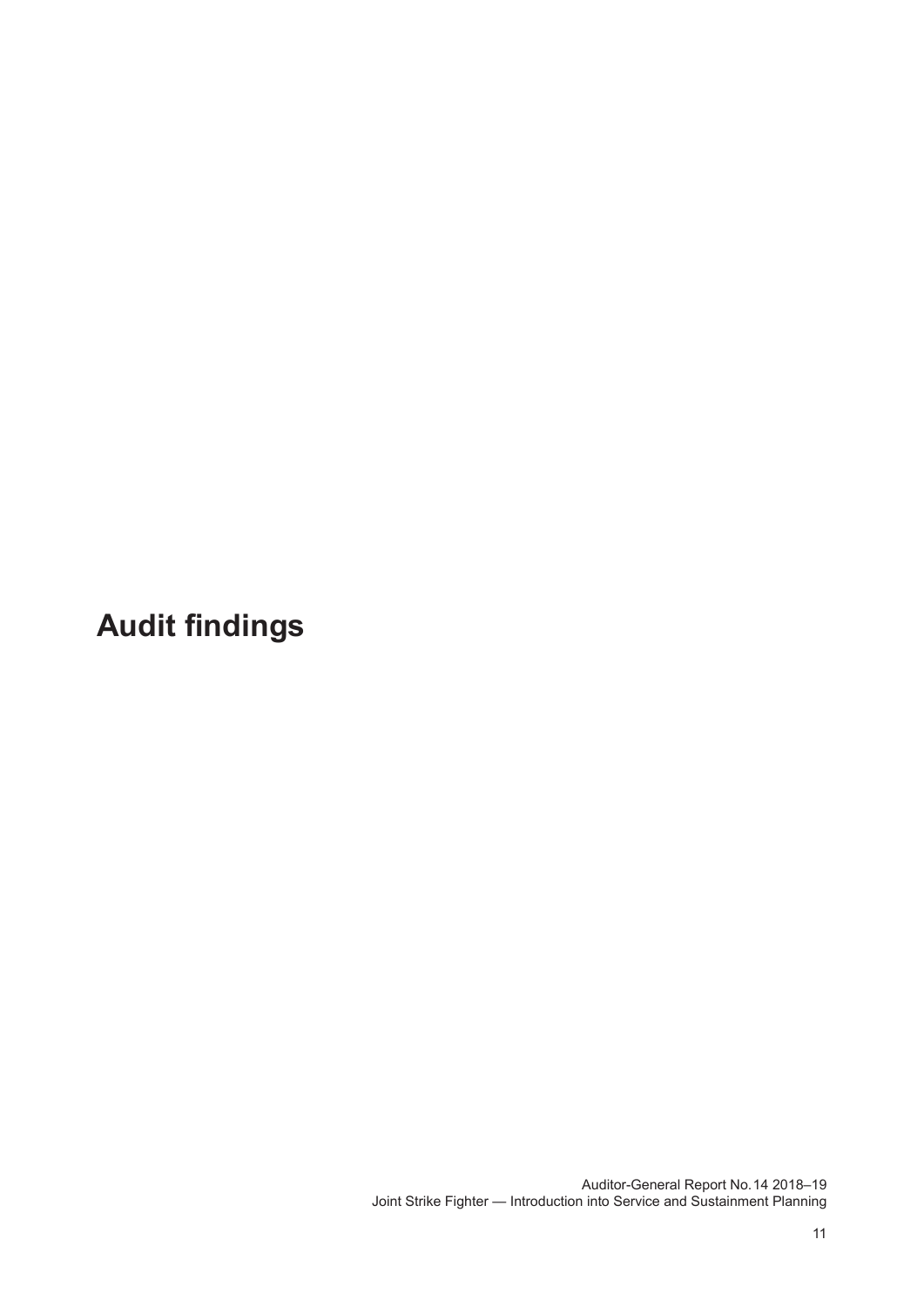# Audit findings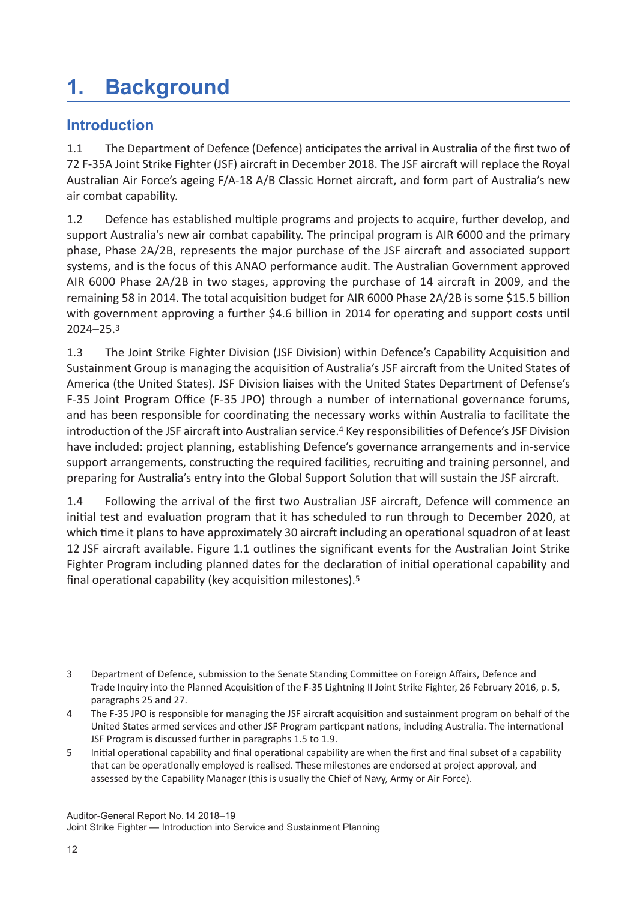# 1. Background

## Introduction

1.1 The Department of Defence (Defence) anticipates the arrival in Australia of the first two of 72 F-35A Joint Strike Fighter (JSF) aircraft in December 2018. The JSF aircraft will replace the Royal Australian Air Force's ageing F/A-18 A/B Classic Hornet aircraft, and form part of Australia's new air combat capability.

1.2 Defence has established multiple programs and projects to acquire, further develop, and support Australia's new air combat capability. The principal program is AIR 6000 and the primary phase, Phase 2A/2B, represents the major purchase of the JSF aircraft and associated support systems, and is the focus of this ANAO performance audit. The Australian Government approved AIR 6000 Phase 2A/2B in two stages, approving the purchase of 14 aircraft in 2009, and the remaining 58 in 2014. The total acquisition budget for AIR 6000 Phase 2A/2B is some $15.5 billion with government approving a further $4.6 billion in 2014 for operating and support costs until 2024–25.[3]

1.3 The Joint Strike Fighter Division (JSF Division) within Defence's Capability Acquisition and Sustainment Group is managing the acquisition of Australia's JSF aircraft from the United States of America (the United States). JSF Division liaises with the United States Department of Defense's F-35 Joint Program Office (F-35 JPO) through a number of international governance forums, and has been responsible for coordinating the necessary works within Australia to facilitate the introduction of the JSF aircraft into Australian service.[4] Key responsibilities of Defence's JSF Division have included: project planning, establishing Defence's governance arrangements and in-service support arrangements, constructing the required facilities, recruiting and training personnel, and preparing for Australia's entry into the Global Support Solution that will sustain the JSF aircraft.

1.4 Following the arrival of the first two Australian JSF aircraft, Defence will commence an initial test and evaluation program that it has scheduled to run through to December 2020, at which time it plans to have approximately 30 aircraft including an operational squadron of at least 12 JSF aircraft available. Figure 1.1 outlines the significant events for the Australian Joint Strike Fighter Program including planned dates for the declaration of initial operational capability and final operational capability (key acquisition milestones).[5]

---

3 Department of Defence, submission to the Senate Standing Committee on Foreign Affairs, Defence and Trade Inquiry into the Planned Acquisition of the F-35 Lightning II Joint Strike Fighter, 26 February 2016, p. 5, paragraphs 25 and 27.

4 The F-35 JPO is responsible for managing the JSF aircraft acquisition and sustainment program on behalf of the United States armed services and other JSF Program particpant nations, including Australia. The international JSF Program is discussed further in paragraphs 1.5 to 1.9.

5 Initial operational capability and final operational capability are when the first and final subset of a capability that can be operationally employed is realised. These milestones are endorsed at project approval, and assessed by the Capability Manager (this is usually the Chief of Navy, Army or Air Force).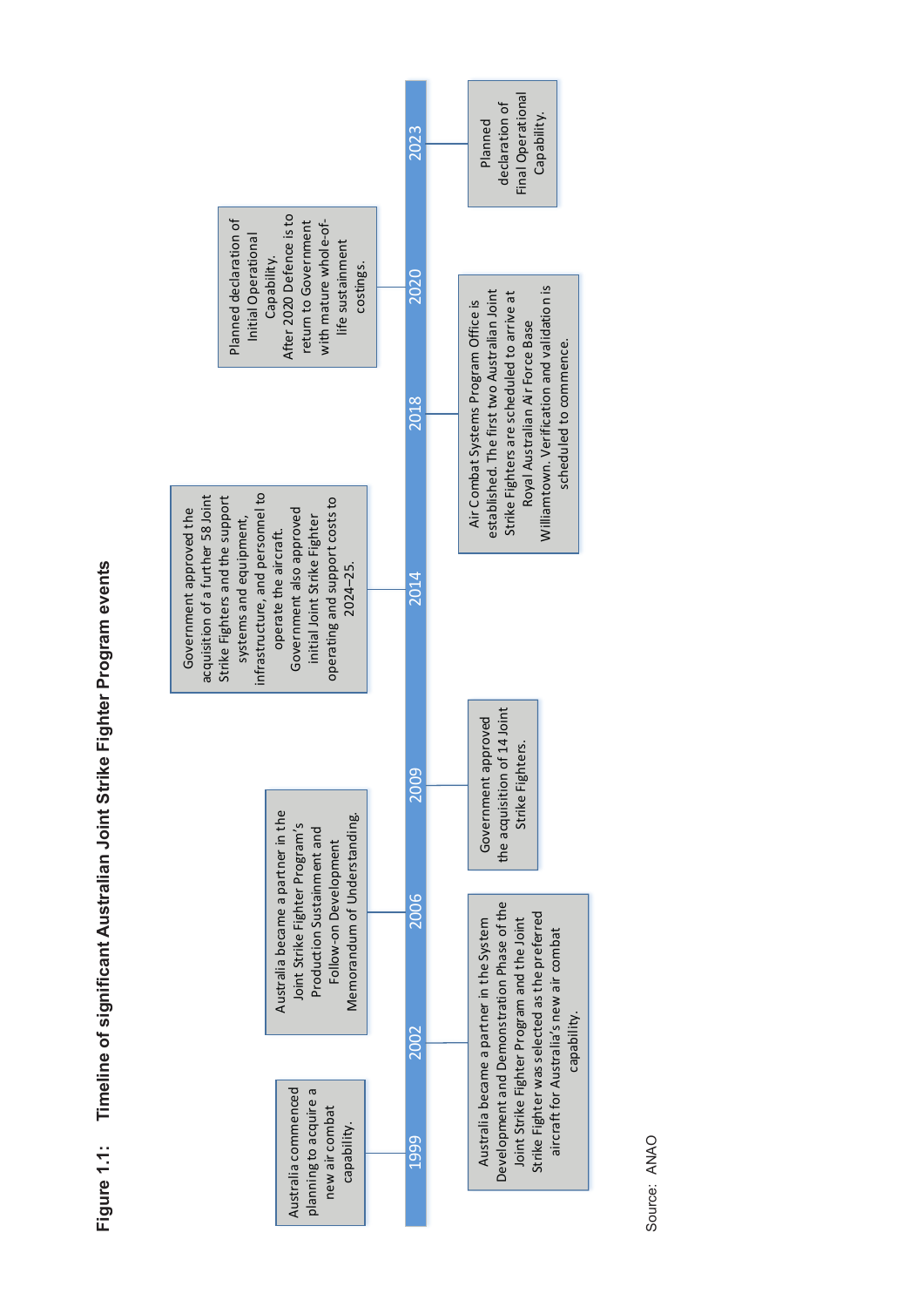**Figure 1.1: Timeline of significant Australian Joint Strike Fighter Program events**

- **1999** — Australia commenced planning to acquire a new air combat capability.
- **2002** — Australia became a partner in the System Development and Demonstration Phase of the Joint Strike Fighter Program and the Joint Strike Fighter was selected as the preferred aircraft for Australia's new air combat capability.
- **2006** — Australia became a partner in the Joint Strike Fighter Program's Production Sustainment and Follow-on Development Memorandum of Understanding.
- **2009** — Government approved the acquisition of 14 Joint Strike Fighters.
- **2014** — Government approved the acquisition of a further 58 Joint Strike Fighters and the support systems and equipment, infrastructure, and personnel to operate the aircraft. Government also approved initial Joint Strike Fighter operating and support costs to 2024–25.
- **2018** — Air Combat Systems Program Office is established. The first two Australian Joint Strike Fighters are scheduled to arrive at Royal Australian Air Force Base Williamtown. Verification and validation is scheduled to commence.
- **2020** — Planned declaration of Initial Operational Capability. After 2020 Defence is to return to Government with mature whole-of-life sustainment costings.
- **2023** — Planned declaration of Final Operational Capability.

Source: ANAO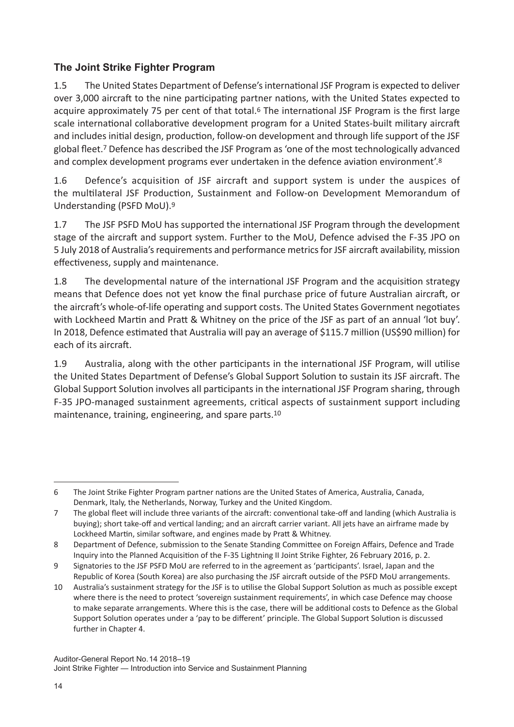## The Joint Strike Fighter Program

1.5 The United States Department of Defense's international JSF Program is expected to deliver over 3,000 aircraft to the nine participating partner nations, with the United States expected to acquire approximately 75 per cent of that total.[6] The international JSF Program is the first large scale international collaborative development program for a United States-built military aircraft and includes initial design, production, follow-on development and through life support of the JSF global fleet.[7] Defence has described the JSF Program as 'one of the most technologically advanced and complex development programs ever undertaken in the defence aviation environment'.[8]

1.6 Defence's acquisition of JSF aircraft and support system is under the auspices of the multilateral JSF Production, Sustainment and Follow-on Development Memorandum of Understanding (PSFD MoU).[9]

1.7 The JSF PSFD MoU has supported the international JSF Program through the development stage of the aircraft and support system. Further to the MoU, Defence advised the F-35 JPO on 5 July 2018 of Australia's requirements and performance metrics for JSF aircraft availability, mission effectiveness, supply and maintenance.

1.8 The developmental nature of the international JSF Program and the acquisition strategy means that Defence does not yet know the final purchase price of future Australian aircraft, or the aircraft's whole-of-life operating and support costs. The United States Government negotiates with Lockheed Martin and Pratt & Whitney on the price of the JSF as part of an annual 'lot buy'. In 2018, Defence estimated that Australia will pay an average of $115.7 million (US$90 million) for each of its aircraft.

1.9 Australia, along with the other participants in the international JSF Program, will utilise the United States Department of Defense's Global Support Solution to sustain its JSF aircraft. The Global Support Solution involves all participants in the international JSF Program sharing, through F-35 JPO-managed sustainment agreements, critical aspects of sustainment support including maintenance, training, engineering, and spare parts.[10]

---

6 The Joint Strike Fighter Program partner nations are the United States of America, Australia, Canada, Denmark, Italy, the Netherlands, Norway, Turkey and the United Kingdom.

7 The global fleet will include three variants of the aircraft: conventional take-off and landing (which Australia is buying); short take-off and vertical landing; and an aircraft carrier variant. All jets have an airframe made by Lockheed Martin, similar software, and engines made by Pratt & Whitney.

8 Department of Defence, submission to the Senate Standing Committee on Foreign Affairs, Defence and Trade Inquiry into the Planned Acquisition of the F-35 Lightning II Joint Strike Fighter, 26 February 2016, p. 2.

9 Signatories to the JSF PSFD MoU are referred to in the agreement as 'participants'. Israel, Japan and the Republic of Korea (South Korea) are also purchasing the JSF aircraft outside of the PSFD MoU arrangements.

10 Australia's sustainment strategy for the JSF is to utilise the Global Support Solution as much as possible except where there is the need to protect 'sovereign sustainment requirements', in which case Defence may choose to make separate arrangements. Where this is the case, there will be additional costs to Defence as the Global Support Solution operates under a 'pay to be different' principle. The Global Support Solution is discussed further in Chapter 4.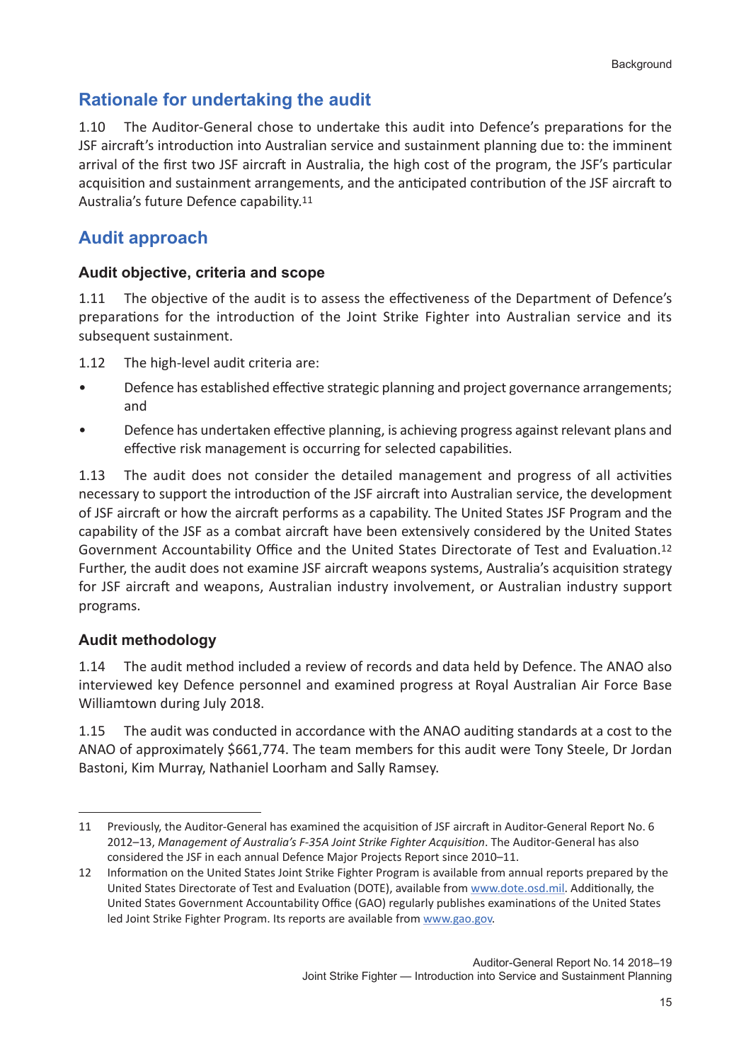## Rationale for undertaking the audit

1.10 The Auditor-General chose to undertake this audit into Defence's preparations for the JSF aircraft's introduction into Australian service and sustainment planning due to: the imminent arrival of the first two JSF aircraft in Australia, the high cost of the program, the JSF's particular acquisition and sustainment arrangements, and the anticipated contribution of the JSF aircraft to Australia's future Defence capability.[11]

## Audit approach

### Audit objective, criteria and scope

1.11 The objective of the audit is to assess the effectiveness of the Department of Defence's preparations for the introduction of the Joint Strike Fighter into Australian service and its subsequent sustainment.

1.12 The high-level audit criteria are:

- Defence has established effective strategic planning and project governance arrangements; and
- Defence has undertaken effective planning, is achieving progress against relevant plans and effective risk management is occurring for selected capabilities.

1.13 The audit does not consider the detailed management and progress of all activities necessary to support the introduction of the JSF aircraft into Australian service, the development of JSF aircraft or how the aircraft performs as a capability. The United States JSF Program and the capability of the JSF as a combat aircraft have been extensively considered by the United States Government Accountability Office and the United States Directorate of Test and Evaluation.[12] Further, the audit does not examine JSF aircraft weapons systems, Australia's acquisition strategy for JSF aircraft and weapons, Australian industry involvement, or Australian industry support programs.

### Audit methodology

1.14 The audit method included a review of records and data held by Defence. The ANAO also interviewed key Defence personnel and examined progress at Royal Australian Air Force Base Williamtown during July 2018.

1.15 The audit was conducted in accordance with the ANAO auditing standards at a cost to the ANAO of approximately $661,774. The team members for this audit were Tony Steele, Dr Jordan Bastoni, Kim Murray, Nathaniel Loorham and Sally Ramsey.

---

11 Previously, the Auditor-General has examined the acquisition of JSF aircraft in Auditor-General Report No. 6 2012–13, *Management of Australia's F-35A Joint Strike Fighter Acquisition*. The Auditor-General has also considered the JSF in each annual Defence Major Projects Report since 2010–11.

12 Information on the United States Joint Strike Fighter Program is available from annual reports prepared by the United States Directorate of Test and Evaluation (DOTE), available from www.dote.osd.mil. Additionally, the United States Government Accountability Office (GAO) regularly publishes examinations of the United States led Joint Strike Fighter Program. Its reports are available from www.gao.gov.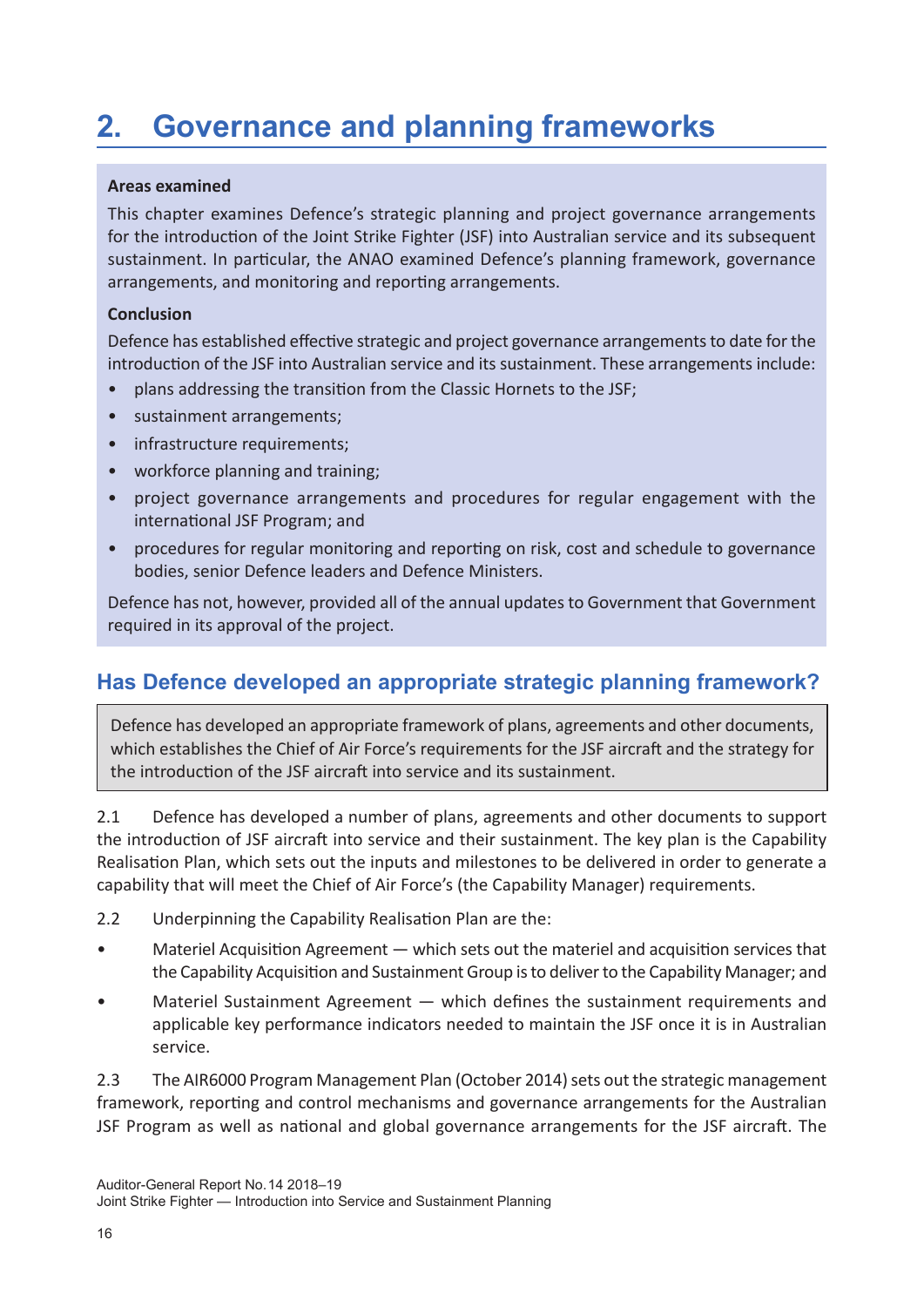# 2. Governance and planning frameworks

**Areas examined**

This chapter examines Defence's strategic planning and project governance arrangements for the introduction of the Joint Strike Fighter (JSF) into Australian service and its subsequent sustainment. In particular, the ANAO examined Defence's planning framework, governance arrangements, and monitoring and reporting arrangements.

**Conclusion**

Defence has established effective strategic and project governance arrangements to date for the introduction of the JSF into Australian service and its sustainment. These arrangements include:

- plans addressing the transition from the Classic Hornets to the JSF;
- sustainment arrangements;
- infrastructure requirements;
- workforce planning and training;
- project governance arrangements and procedures for regular engagement with the international JSF Program; and
- procedures for regular monitoring and reporting on risk, cost and schedule to governance bodies, senior Defence leaders and Defence Ministers.

Defence has not, however, provided all of the annual updates to Government that Government required in its approval of the project.

## Has Defence developed an appropriate strategic planning framework?

Defence has developed an appropriate framework of plans, agreements and other documents, which establishes the Chief of Air Force's requirements for the JSF aircraft and the strategy for the introduction of the JSF aircraft into service and its sustainment.

2.1 Defence has developed a number of plans, agreements and other documents to support the introduction of JSF aircraft into service and their sustainment. The key plan is the Capability Realisation Plan, which sets out the inputs and milestones to be delivered in order to generate a capability that will meet the Chief of Air Force's (the Capability Manager) requirements.

2.2 Underpinning the Capability Realisation Plan are the:

- Materiel Acquisition Agreement — which sets out the materiel and acquisition services that the Capability Acquisition and Sustainment Group is to deliver to the Capability Manager; and
- Materiel Sustainment Agreement — which defines the sustainment requirements and applicable key performance indicators needed to maintain the JSF once it is in Australian service.

2.3 The AIR6000 Program Management Plan (October 2014) sets out the strategic management framework, reporting and control mechanisms and governance arrangements for the Australian JSF Program as well as national and global governance arrangements for the JSF aircraft. The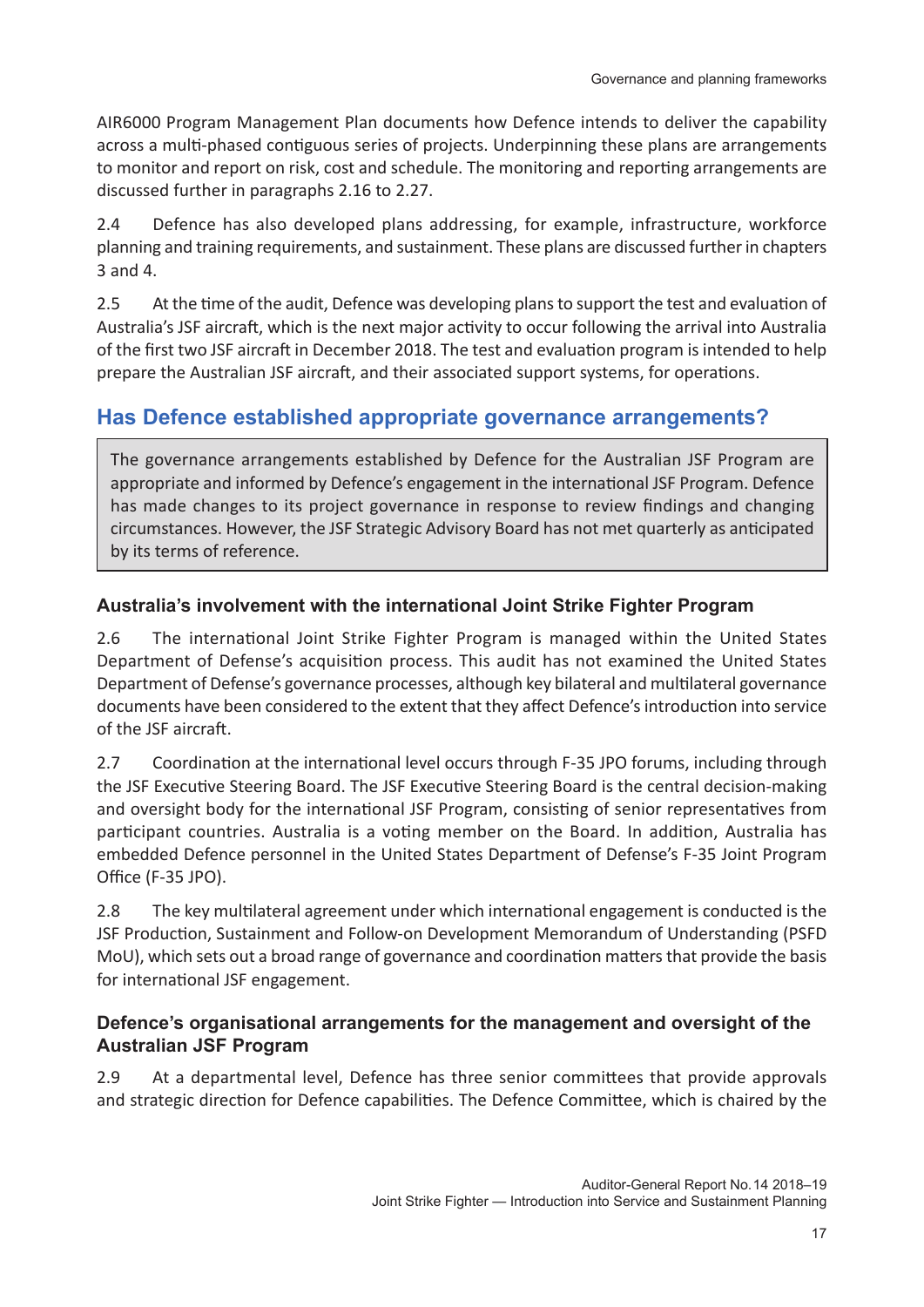AIR6000 Program Management Plan documents how Defence intends to deliver the capability across a multi-phased contiguous series of projects. Underpinning these plans are arrangements to monitor and report on risk, cost and schedule. The monitoring and reporting arrangements are discussed further in paragraphs 2.16 to 2.27.

2.4 Defence has also developed plans addressing, for example, infrastructure, workforce planning and training requirements, and sustainment. These plans are discussed further in chapters 3 and 4.

2.5 At the time of the audit, Defence was developing plans to support the test and evaluation of Australia's JSF aircraft, which is the next major activity to occur following the arrival into Australia of the first two JSF aircraft in December 2018. The test and evaluation program is intended to help prepare the Australian JSF aircraft, and their associated support systems, for operations.

## Has Defence established appropriate governance arrangements?

> The governance arrangements established by Defence for the Australian JSF Program are appropriate and informed by Defence's engagement in the international JSF Program. Defence has made changes to its project governance in response to review findings and changing circumstances. However, the JSF Strategic Advisory Board has not met quarterly as anticipated by its terms of reference.

### Australia's involvement with the international Joint Strike Fighter Program

2.6 The international Joint Strike Fighter Program is managed within the United States Department of Defense's acquisition process. This audit has not examined the United States Department of Defense's governance processes, although key bilateral and multilateral governance documents have been considered to the extent that they affect Defence's introduction into service of the JSF aircraft.

2.7 Coordination at the international level occurs through F-35 JPO forums, including through the JSF Executive Steering Board. The JSF Executive Steering Board is the central decision-making and oversight body for the international JSF Program, consisting of senior representatives from participant countries. Australia is a voting member on the Board. In addition, Australia has embedded Defence personnel in the United States Department of Defense's F-35 Joint Program Office (F-35 JPO).

2.8 The key multilateral agreement under which international engagement is conducted is the JSF Production, Sustainment and Follow-on Development Memorandum of Understanding (PSFD MoU), which sets out a broad range of governance and coordination matters that provide the basis for international JSF engagement.

### Defence's organisational arrangements for the management and oversight of the Australian JSF Program

2.9 At a departmental level, Defence has three senior committees that provide approvals and strategic direction for Defence capabilities. The Defence Committee, which is chaired by the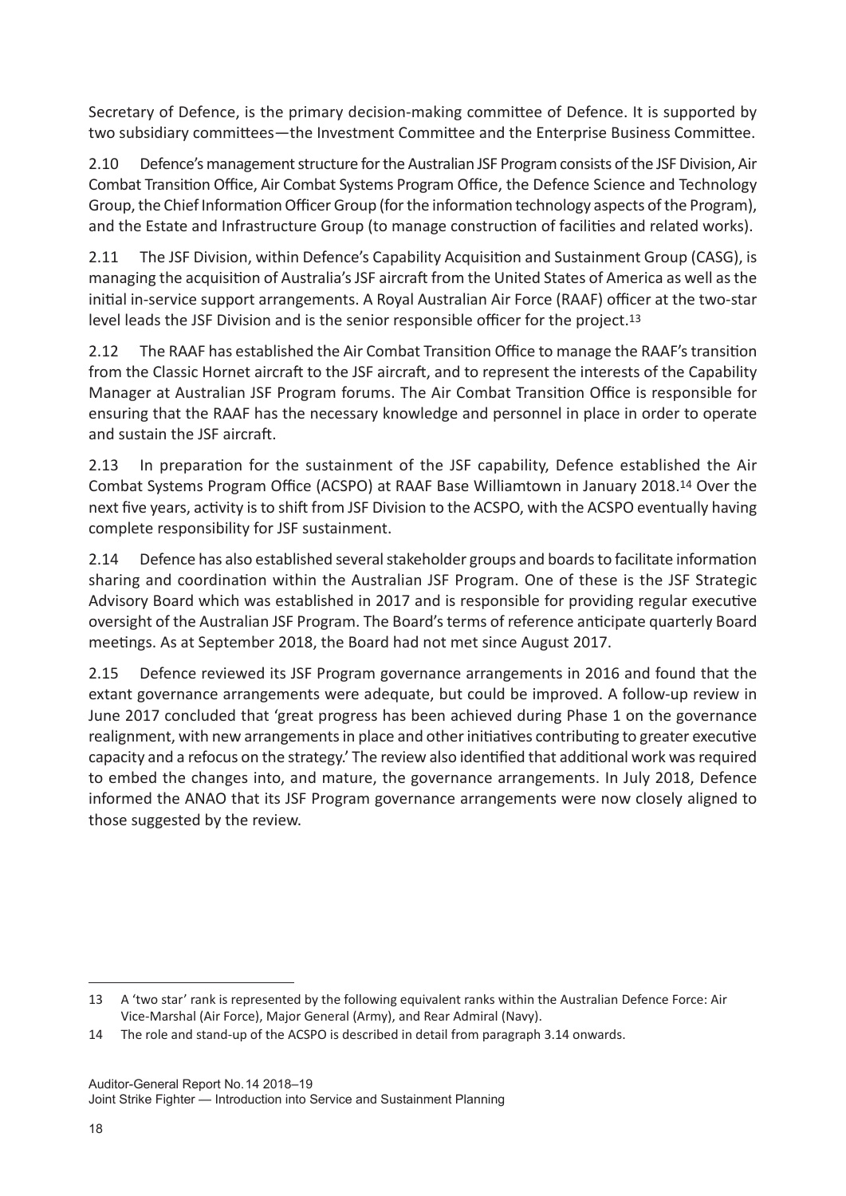Secretary of Defence, is the primary decision-making committee of Defence. It is supported by two subsidiary committees—the Investment Committee and the Enterprise Business Committee.

2.10 Defence's management structure for the Australian JSF Program consists of the JSF Division, Air Combat Transition Office, Air Combat Systems Program Office, the Defence Science and Technology Group, the Chief Information Officer Group (for the information technology aspects of the Program), and the Estate and Infrastructure Group (to manage construction of facilities and related works).

2.11 The JSF Division, within Defence's Capability Acquisition and Sustainment Group (CASG), is managing the acquisition of Australia's JSF aircraft from the United States of America as well as the initial in-service support arrangements. A Royal Australian Air Force (RAAF) officer at the two-star level leads the JSF Division and is the senior responsible officer for the project.[13]

2.12 The RAAF has established the Air Combat Transition Office to manage the RAAF's transition from the Classic Hornet aircraft to the JSF aircraft, and to represent the interests of the Capability Manager at Australian JSF Program forums. The Air Combat Transition Office is responsible for ensuring that the RAAF has the necessary knowledge and personnel in place in order to operate and sustain the JSF aircraft.

2.13 In preparation for the sustainment of the JSF capability, Defence established the Air Combat Systems Program Office (ACSPO) at RAAF Base Williamtown in January 2018.[14] Over the next five years, activity is to shift from JSF Division to the ACSPO, with the ACSPO eventually having complete responsibility for JSF sustainment.

2.14 Defence has also established several stakeholder groups and boards to facilitate information sharing and coordination within the Australian JSF Program. One of these is the JSF Strategic Advisory Board which was established in 2017 and is responsible for providing regular executive oversight of the Australian JSF Program. The Board's terms of reference anticipate quarterly Board meetings. As at September 2018, the Board had not met since August 2017.

2.15 Defence reviewed its JSF Program governance arrangements in 2016 and found that the extant governance arrangements were adequate, but could be improved. A follow-up review in June 2017 concluded that 'great progress has been achieved during Phase 1 on the governance realignment, with new arrangements in place and other initiatives contributing to greater executive capacity and a refocus on the strategy.' The review also identified that additional work was required to embed the changes into, and mature, the governance arrangements. In July 2018, Defence informed the ANAO that its JSF Program governance arrangements were now closely aligned to those suggested by the review.

---

13 A 'two star' rank is represented by the following equivalent ranks within the Australian Defence Force: Air Vice-Marshal (Air Force), Major General (Army), and Rear Admiral (Navy).

14 The role and stand-up of the ACSPO is described in detail from paragraph 3.14 onwards.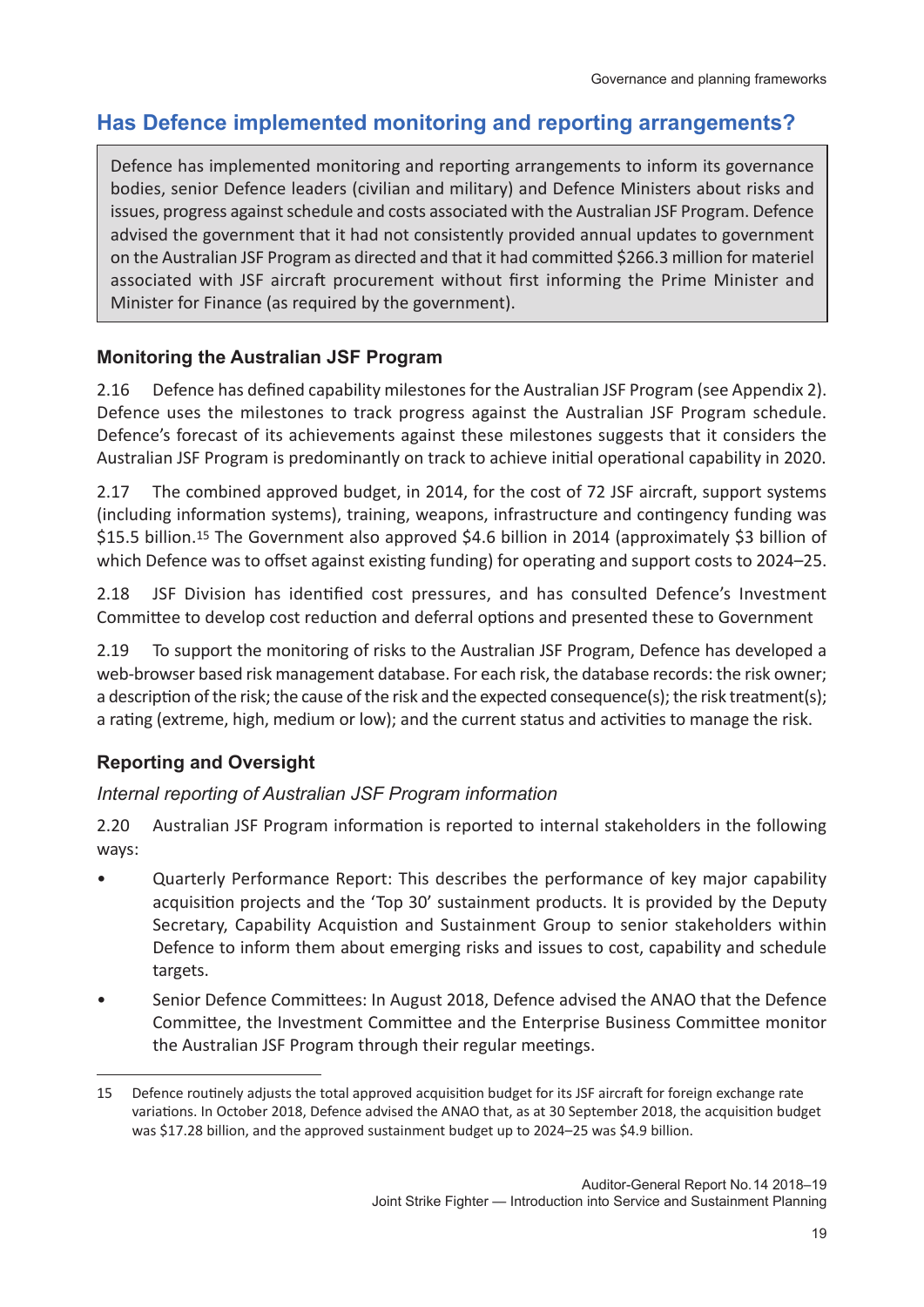## Has Defence implemented monitoring and reporting arrangements?

> Defence has implemented monitoring and reporting arrangements to inform its governance bodies, senior Defence leaders (civilian and military) and Defence Ministers about risks and issues, progress against schedule and costs associated with the Australian JSF Program. Defence advised the government that it had not consistently provided annual updates to government on the Australian JSF Program as directed and that it had committed $266.3 million for materiel associated with JSF aircraft procurement without first informing the Prime Minister and Minister for Finance (as required by the government).

### Monitoring the Australian JSF Program

2.16 Defence has defined capability milestones for the Australian JSF Program (see Appendix 2). Defence uses the milestones to track progress against the Australian JSF Program schedule. Defence's forecast of its achievements against these milestones suggests that it considers the Australian JSF Program is predominantly on track to achieve initial operational capability in 2020.

2.17 The combined approved budget, in 2014, for the cost of 72 JSF aircraft, support systems (including information systems), training, weapons, infrastructure and contingency funding was $15.5 billion.[15] The Government also approved $4.6 billion in 2014 (approximately $3 billion of which Defence was to offset against existing funding) for operating and support costs to 2024–25.

2.18 JSF Division has identified cost pressures, and has consulted Defence's Investment Committee to develop cost reduction and deferral options and presented these to Government

2.19 To support the monitoring of risks to the Australian JSF Program, Defence has developed a web-browser based risk management database. For each risk, the database records: the risk owner; a description of the risk; the cause of the risk and the expected consequence(s); the risk treatment(s); a rating (extreme, high, medium or low); and the current status and activities to manage the risk.

### Reporting and Oversight

#### *Internal reporting of Australian JSF Program information*

2.20 Australian JSF Program information is reported to internal stakeholders in the following ways:

- Quarterly Performance Report: This describes the performance of key major capability acquisition projects and the 'Top 30' sustainment products. It is provided by the Deputy Secretary, Capability Acquistion and Sustainment Group to senior stakeholders within Defence to inform them about emerging risks and issues to cost, capability and schedule targets.
- Senior Defence Committees: In August 2018, Defence advised the ANAO that the Defence Committee, the Investment Committee and the Enterprise Business Committee monitor the Australian JSF Program through their regular meetings.

---

15 Defence routinely adjusts the total approved acquisition budget for its JSF aircraft for foreign exchange rate variations. In October 2018, Defence advised the ANAO that, as at 30 September 2018, the acquisition budget was $17.28 billion, and the approved sustainment budget up to 2024–25 was $4.9 billion.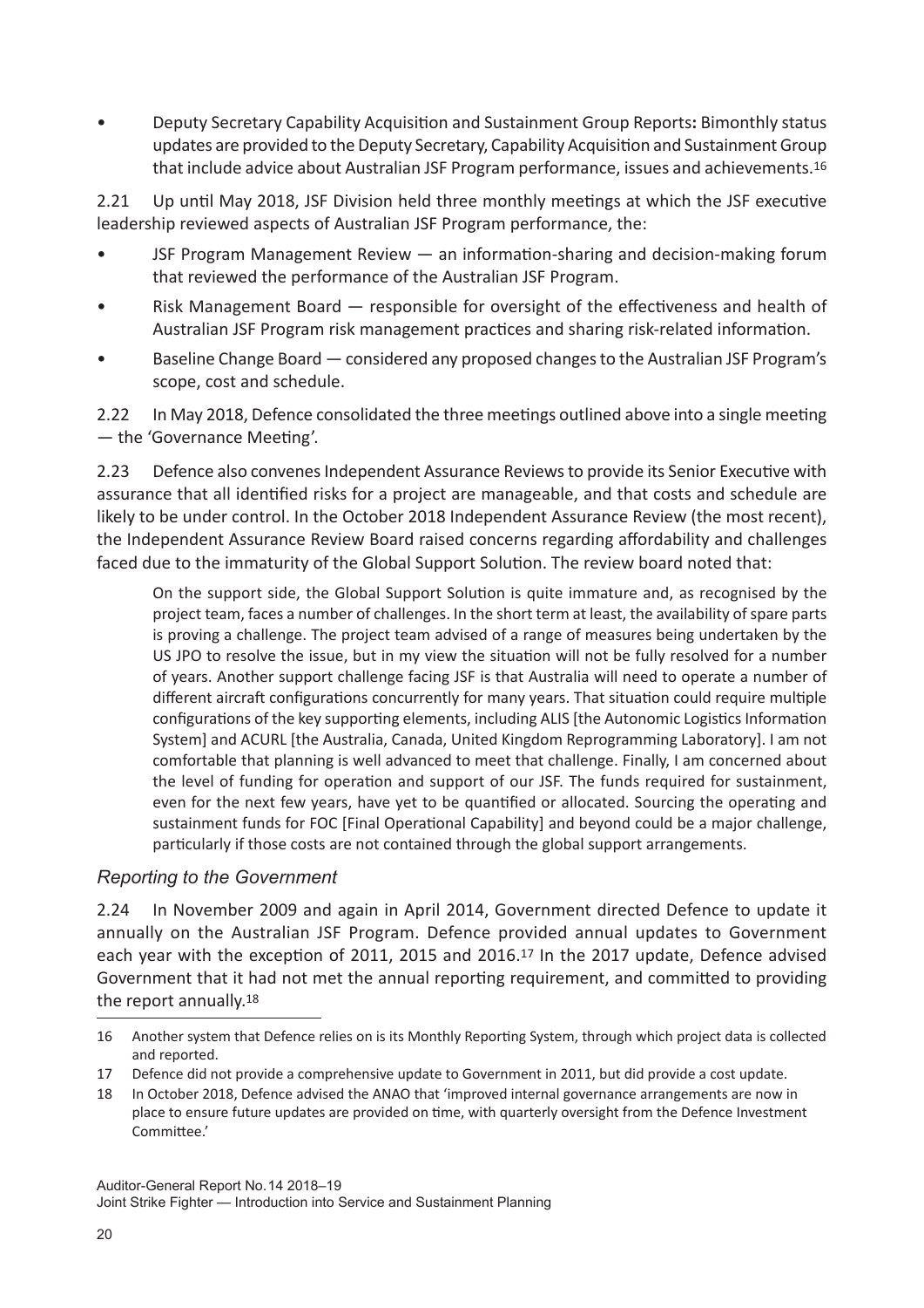- Deputy Secretary Capability Acquisition and Sustainment Group Reports**:** Bimonthly status updates are provided to the Deputy Secretary, Capability Acquisition and Sustainment Group that include advice about Australian JSF Program performance, issues and achievements.[16]

2.21 Up until May 2018, JSF Division held three monthly meetings at which the JSF executive leadership reviewed aspects of Australian JSF Program performance, the:

- JSF Program Management Review — an information-sharing and decision-making forum that reviewed the performance of the Australian JSF Program.
- Risk Management Board — responsible for oversight of the effectiveness and health of Australian JSF Program risk management practices and sharing risk-related information.
- Baseline Change Board — considered any proposed changes to the Australian JSF Program's scope, cost and schedule.

2.22 In May 2018, Defence consolidated the three meetings outlined above into a single meeting — the 'Governance Meeting'.

2.23 Defence also convenes Independent Assurance Reviews to provide its Senior Executive with assurance that all identified risks for a project are manageable, and that costs and schedule are likely to be under control. In the October 2018 Independent Assurance Review (the most recent), the Independent Assurance Review Board raised concerns regarding affordability and challenges faced due to the immaturity of the Global Support Solution. The review board noted that:

> On the support side, the Global Support Solution is quite immature and, as recognised by the project team, faces a number of challenges. In the short term at least, the availability of spare parts is proving a challenge. The project team advised of a range of measures being undertaken by the US JPO to resolve the issue, but in my view the situation will not be fully resolved for a number of years. Another support challenge facing JSF is that Australia will need to operate a number of different aircraft configurations concurrently for many years. That situation could require multiple configurations of the key supporting elements, including ALIS [the Autonomic Logistics Information System] and ACURL [the Australia, Canada, United Kingdom Reprogramming Laboratory]. I am not comfortable that planning is well advanced to meet that challenge. Finally, I am concerned about the level of funding for operation and support of our JSF. The funds required for sustainment, even for the next few years, have yet to be quantified or allocated. Sourcing the operating and sustainment funds for FOC [Final Operational Capability] and beyond could be a major challenge, particularly if those costs are not contained through the global support arrangements.

### *Reporting to the Government*

2.24 In November 2009 and again in April 2014, Government directed Defence to update it annually on the Australian JSF Program. Defence provided annual updates to Government each year with the exception of 2011, 2015 and 2016.[17] In the 2017 update, Defence advised Government that it had not met the annual reporting requirement, and committed to providing the report annually.[18]

---

16 Another system that Defence relies on is its Monthly Reporting System, through which project data is collected and reported.

17 Defence did not provide a comprehensive update to Government in 2011, but did provide a cost update.

18 In October 2018, Defence advised the ANAO that 'improved internal governance arrangements are now in place to ensure future updates are provided on time, with quarterly oversight from the Defence Investment Committee.'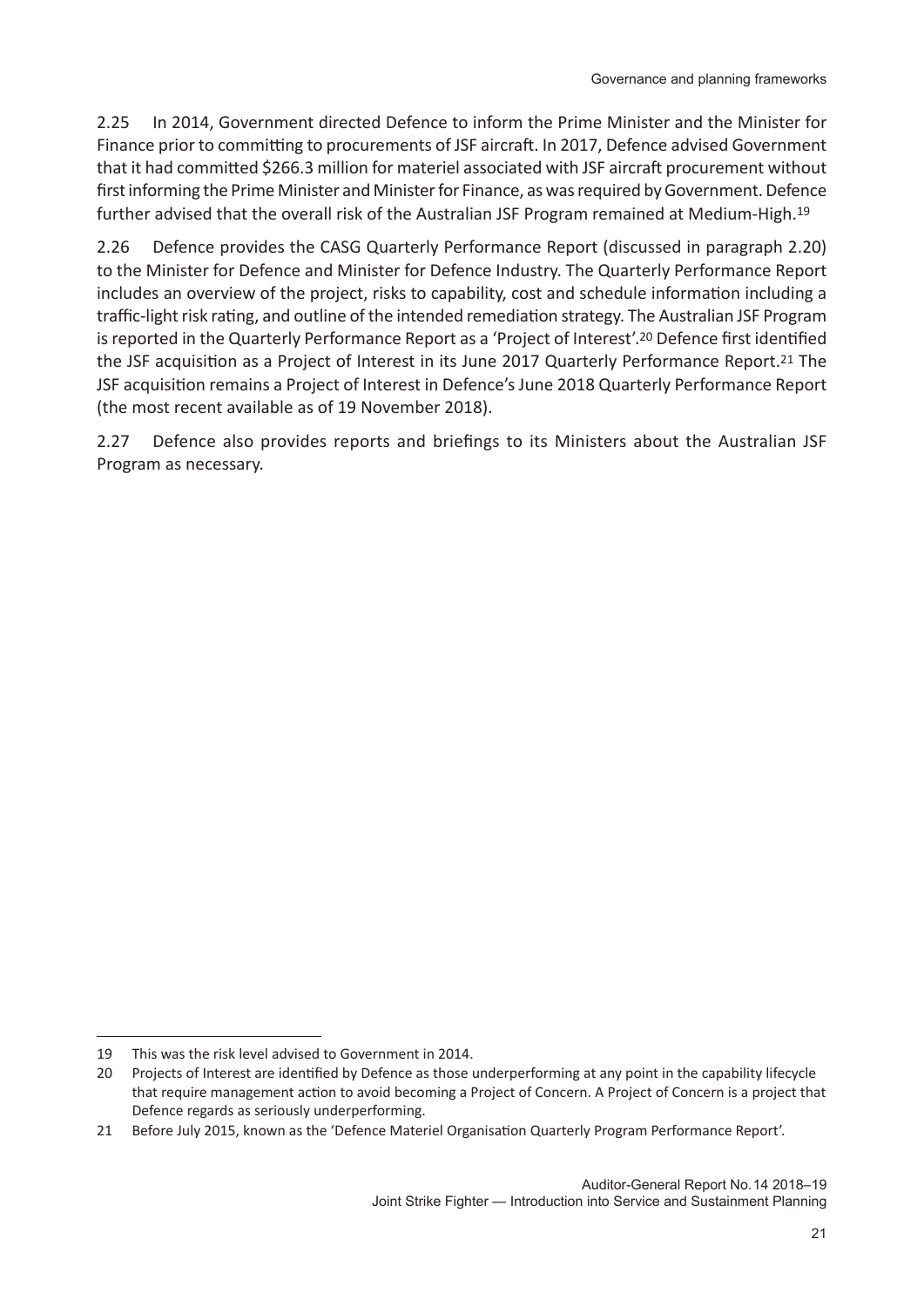2.25 In 2014, Government directed Defence to inform the Prime Minister and the Minister for Finance prior to committing to procurements of JSF aircraft. In 2017, Defence advised Government that it had committed $266.3 million for materiel associated with JSF aircraft procurement without first informing the Prime Minister and Minister for Finance, as was required by Government. Defence further advised that the overall risk of the Australian JSF Program remained at Medium-High.[19]

2.26 Defence provides the CASG Quarterly Performance Report (discussed in paragraph 2.20) to the Minister for Defence and Minister for Defence Industry. The Quarterly Performance Report includes an overview of the project, risks to capability, cost and schedule information including a traffic-light risk rating, and outline of the intended remediation strategy. The Australian JSF Program is reported in the Quarterly Performance Report as a 'Project of Interest'.[20] Defence first identified the JSF acquisition as a Project of Interest in its June 2017 Quarterly Performance Report.[21] The JSF acquisition remains a Project of Interest in Defence's June 2018 Quarterly Performance Report (the most recent available as of 19 November 2018).

2.27 Defence also provides reports and briefings to its Ministers about the Australian JSF Program as necessary.

---

19 This was the risk level advised to Government in 2014.

20 Projects of Interest are identified by Defence as those underperforming at any point in the capability lifecycle that require management action to avoid becoming a Project of Concern. A Project of Concern is a project that Defence regards as seriously underperforming.

21 Before July 2015, known as the 'Defence Materiel Organisation Quarterly Program Performance Report'.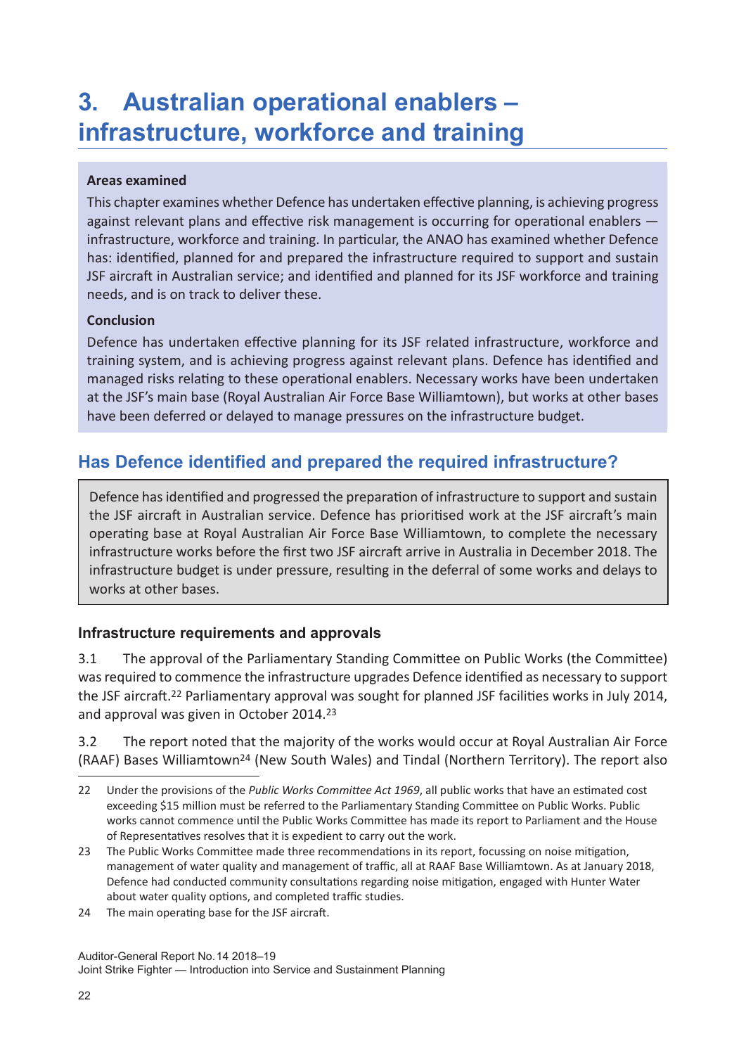# 3. Australian operational enablers – infrastructure, workforce and training

**Areas examined**

This chapter examines whether Defence has undertaken effective planning, is achieving progress against relevant plans and effective risk management is occurring for operational enablers — infrastructure, workforce and training. In particular, the ANAO has examined whether Defence has: identified, planned for and prepared the infrastructure required to support and sustain JSF aircraft in Australian service; and identified and planned for its JSF workforce and training needs, and is on track to deliver these.

**Conclusion**

Defence has undertaken effective planning for its JSF related infrastructure, workforce and training system, and is achieving progress against relevant plans. Defence has identified and managed risks relating to these operational enablers. Necessary works have been undertaken at the JSF's main base (Royal Australian Air Force Base Williamtown), but works at other bases have been deferred or delayed to manage pressures on the infrastructure budget.

## Has Defence identified and prepared the required infrastructure?

Defence has identified and progressed the preparation of infrastructure to support and sustain the JSF aircraft in Australian service. Defence has prioritised work at the JSF aircraft's main operating base at Royal Australian Air Force Base Williamtown, to complete the necessary infrastructure works before the first two JSF aircraft arrive in Australia in December 2018. The infrastructure budget is under pressure, resulting in the deferral of some works and delays to works at other bases.

### Infrastructure requirements and approvals

3.1 The approval of the Parliamentary Standing Committee on Public Works (the Committee) was required to commence the infrastructure upgrades Defence identified as necessary to support the JSF aircraft.[22] Parliamentary approval was sought for planned JSF facilities works in July 2014, and approval was given in October 2014.[23]

3.2 The report noted that the majority of the works would occur at Royal Australian Air Force (RAAF) Bases Williamtown[24] (New South Wales) and Tindal (Northern Territory). The report also

---

22 Under the provisions of the *Public Works Committee Act 1969*, all public works that have an estimated cost exceeding $15 million must be referred to the Parliamentary Standing Committee on Public Works. Public works cannot commence until the Public Works Committee has made its report to Parliament and the House of Representatives resolves that it is expedient to carry out the work.

23 The Public Works Committee made three recommendations in its report, focussing on noise mitigation, management of water quality and management of traffic, all at RAAF Base Williamtown. As at January 2018, Defence had conducted community consultations regarding noise mitigation, engaged with Hunter Water about water quality options, and completed traffic studies.

24 The main operating base for the JSF aircraft.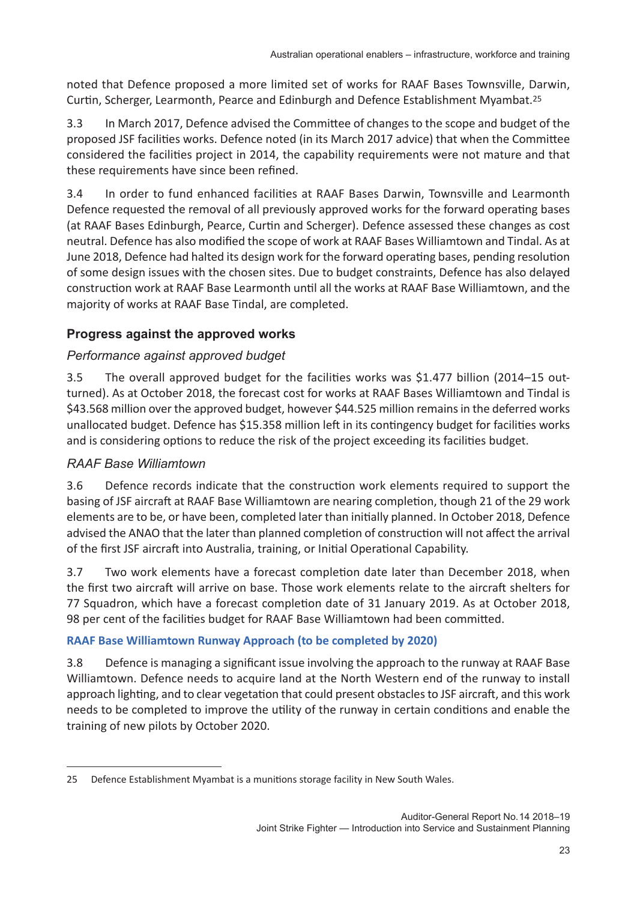noted that Defence proposed a more limited set of works for RAAF Bases Townsville, Darwin, Curtin, Scherger, Learmonth, Pearce and Edinburgh and Defence Establishment Myambat.[25]

3.3 In March 2017, Defence advised the Committee of changes to the scope and budget of the proposed JSF facilities works. Defence noted (in its March 2017 advice) that when the Committee considered the facilities project in 2014, the capability requirements were not mature and that these requirements have since been refined.

3.4 In order to fund enhanced facilities at RAAF Bases Darwin, Townsville and Learmonth Defence requested the removal of all previously approved works for the forward operating bases (at RAAF Bases Edinburgh, Pearce, Curtin and Scherger). Defence assessed these changes as cost neutral. Defence has also modified the scope of work at RAAF Bases Williamtown and Tindal. As at June 2018, Defence had halted its design work for the forward operating bases, pending resolution of some design issues with the chosen sites. Due to budget constraints, Defence has also delayed construction work at RAAF Base Learmonth until all the works at RAAF Base Williamtown, and the majority of works at RAAF Base Tindal, are completed.

### Progress against the approved works

#### *Performance against approved budget*

3.5 The overall approved budget for the facilities works was $1.477 billion (2014–15 out-turned). As at October 2018, the forecast cost for works at RAAF Bases Williamtown and Tindal is $43.568 million over the approved budget, however $44.525 million remains in the deferred works unallocated budget. Defence has $15.358 million left in its contingency budget for facilities works and is considering options to reduce the risk of the project exceeding its facilities budget.

#### *RAAF Base Williamtown*

3.6 Defence records indicate that the construction work elements required to support the basing of JSF aircraft at RAAF Base Williamtown are nearing completion, though 21 of the 29 work elements are to be, or have been, completed later than initially planned. In October 2018, Defence advised the ANAO that the later than planned completion of construction will not affect the arrival of the first JSF aircraft into Australia, training, or Initial Operational Capability.

3.7 Two work elements have a forecast completion date later than December 2018, when the first two aircraft will arrive on base. Those work elements relate to the aircraft shelters for 77 Squadron, which have a forecast completion date of 31 January 2019. As at October 2018, 98 per cent of the facilities budget for RAAF Base Williamtown had been committed.

**RAAF Base Williamtown Runway Approach (to be completed by 2020)**

3.8 Defence is managing a significant issue involving the approach to the runway at RAAF Base Williamtown. Defence needs to acquire land at the North Western end of the runway to install approach lighting, and to clear vegetation that could present obstacles to JSF aircraft, and this work needs to be completed to improve the utility of the runway in certain conditions and enable the training of new pilots by October 2020.

---

25 Defence Establishment Myambat is a munitions storage facility in New South Wales.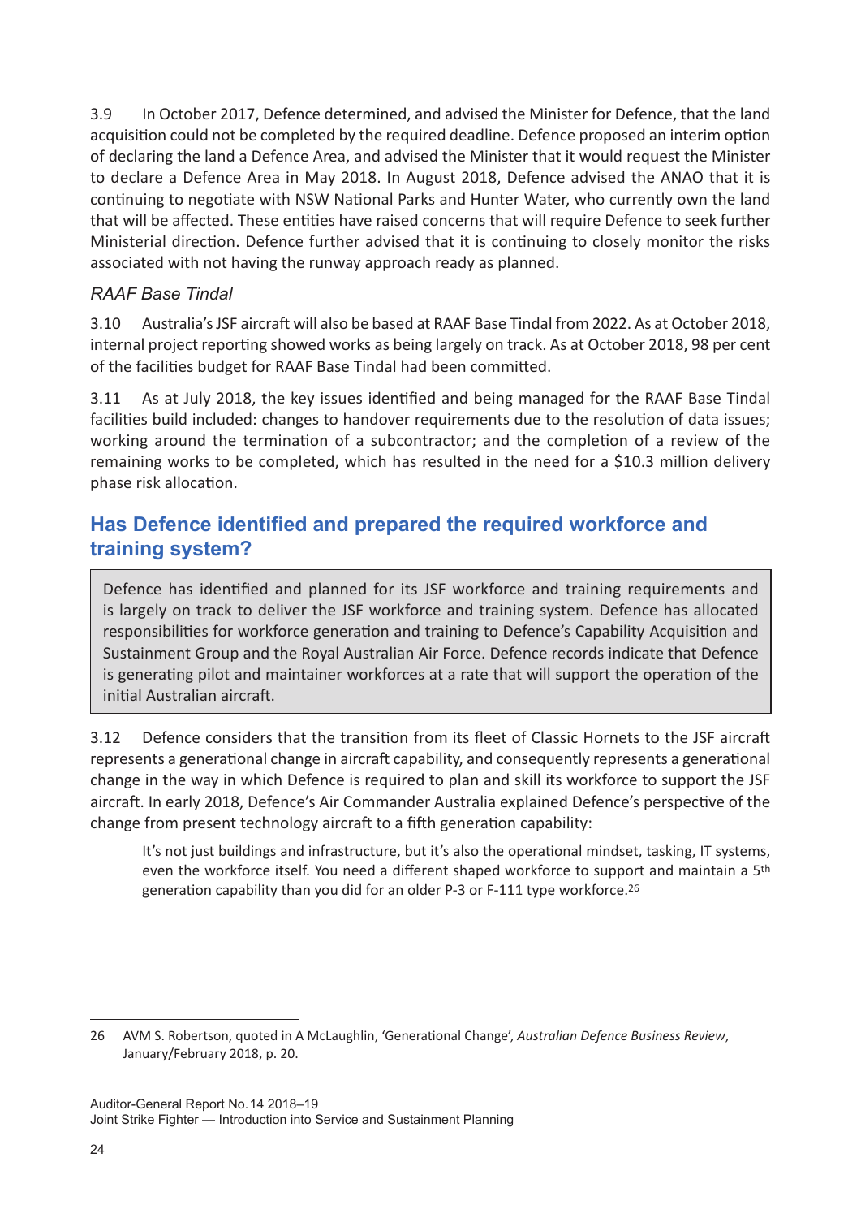3.9 In October 2017, Defence determined, and advised the Minister for Defence, that the land acquisition could not be completed by the required deadline. Defence proposed an interim option of declaring the land a Defence Area, and advised the Minister that it would request the Minister to declare a Defence Area in May 2018. In August 2018, Defence advised the ANAO that it is continuing to negotiate with NSW National Parks and Hunter Water, who currently own the land that will be affected. These entities have raised concerns that will require Defence to seek further Ministerial direction. Defence further advised that it is continuing to closely monitor the risks associated with not having the runway approach ready as planned.

### *RAAF Base Tindal*

3.10 Australia's JSF aircraft will also be based at RAAF Base Tindal from 2022. As at October 2018, internal project reporting showed works as being largely on track. As at October 2018, 98 per cent of the facilities budget for RAAF Base Tindal had been committed.

3.11 As at July 2018, the key issues identified and being managed for the RAAF Base Tindal facilities build included: changes to handover requirements due to the resolution of data issues; working around the termination of a subcontractor; and the completion of a review of the remaining works to be completed, which has resulted in the need for a $10.3 million delivery phase risk allocation.

## Has Defence identified and prepared the required workforce and training system?

> Defence has identified and planned for its JSF workforce and training requirements and is largely on track to deliver the JSF workforce and training system. Defence has allocated responsibilities for workforce generation and training to Defence's Capability Acquisition and Sustainment Group and the Royal Australian Air Force. Defence records indicate that Defence is generating pilot and maintainer workforces at a rate that will support the operation of the initial Australian aircraft.

3.12 Defence considers that the transition from its fleet of Classic Hornets to the JSF aircraft represents a generational change in aircraft capability, and consequently represents a generational change in the way in which Defence is required to plan and skill its workforce to support the JSF aircraft. In early 2018, Defence's Air Commander Australia explained Defence's perspective of the change from present technology aircraft to a fifth generation capability:

> It's not just buildings and infrastructure, but it's also the operational mindset, tasking, IT systems, even the workforce itself. You need a different shaped workforce to support and maintain a 5th generation capability than you did for an older P-3 or F-111 type workforce.[26]

---

26 AVM S. Robertson, quoted in A McLaughlin, 'Generational Change', *Australian Defence Business Review*, January/February 2018, p. 20.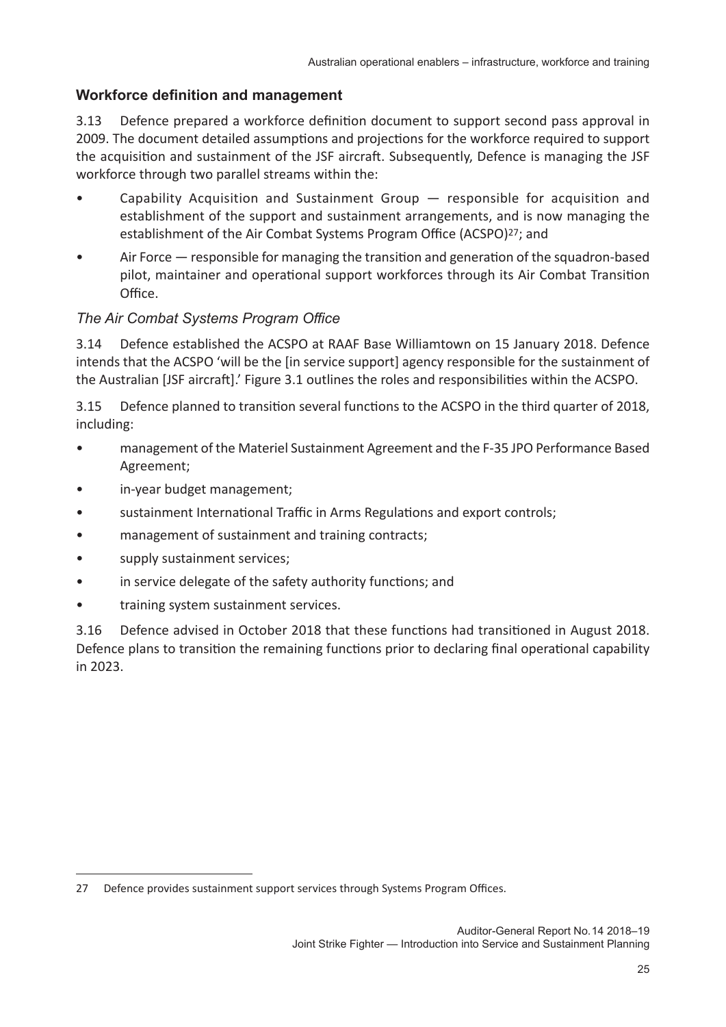### Workforce definition and management

3.13 Defence prepared a workforce definition document to support second pass approval in 2009. The document detailed assumptions and projections for the workforce required to support the acquisition and sustainment of the JSF aircraft. Subsequently, Defence is managing the JSF workforce through two parallel streams within the:

- Capability Acquisition and Sustainment Group — responsible for acquisition and establishment of the support and sustainment arrangements, and is now managing the establishment of the Air Combat Systems Program Office (ACSPO)[27]; and
- Air Force — responsible for managing the transition and generation of the squadron-based pilot, maintainer and operational support workforces through its Air Combat Transition Office.

#### *The Air Combat Systems Program Office*

3.14 Defence established the ACSPO at RAAF Base Williamtown on 15 January 2018. Defence intends that the ACSPO 'will be the [in service support] agency responsible for the sustainment of the Australian [JSF aircraft].' Figure 3.1 outlines the roles and responsibilities within the ACSPO.

3.15 Defence planned to transition several functions to the ACSPO in the third quarter of 2018, including:

- management of the Materiel Sustainment Agreement and the F-35 JPO Performance Based Agreement;
- in-year budget management;
- sustainment International Traffic in Arms Regulations and export controls;
- management of sustainment and training contracts;
- supply sustainment services;
- in service delegate of the safety authority functions; and
- training system sustainment services.

3.16 Defence advised in October 2018 that these functions had transitioned in August 2018. Defence plans to transition the remaining functions prior to declaring final operational capability in 2023.

---

27 Defence provides sustainment support services through Systems Program Offices.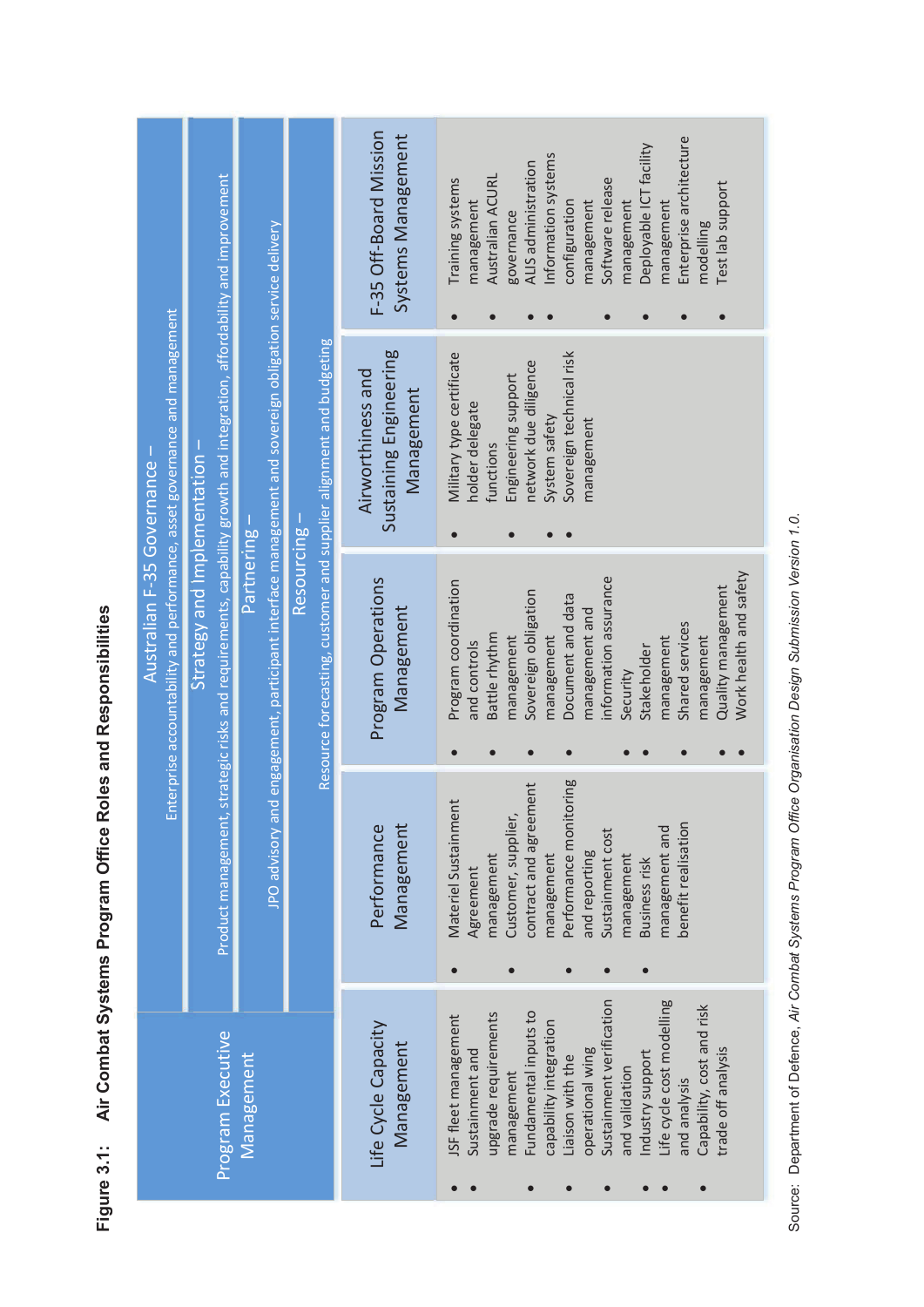**Figure 3.1: Air Combat Systems Program Office Roles and Responsibilities**

**Program Executive Management**

- **Australian F-35 Governance** – Enterprise accountability and performance, asset governance and management
- **Strategy and Implementation** – Product management, strategic risks and requirements, capability growth and integration, affordability and improvement
- **Partnering** – JPO advisory and engagement, participant interface management and sovereign obligation service delivery
- **Resourcing** – Resource forecasting, customer and supplier alignment and budgeting

| Life Cycle Capacity Management | Performance Management | Program Operation Management | Airworthiness and Sustaining Engineering Management | F-35 Off-Board Mission Systems Management |
|---|---|---|---|---|
| • JSF fleet management<br>• Sustainment and upgrade requirements management<br>• Fundamental inputs to capability integration<br>• Liaison with the operational wing<br>• Sustainment verification and validation<br>• Industry support<br>• Life cycle cost modelling and analysis<br>• Capability, cost and risk trade off analysis | • Materiel Sustainment Agreement management<br>• Customer, supplier, contract and agreement management<br>• Performance monitoring and reporting<br>• Sustainment cost management<br>• Business risk management and benefit realisation | • Program coordination and controls<br>• Battle rhythm management<br>• Sovereign obligation management<br>• Document and data management and information assurance<br>• Security<br>• Stakeholder management<br>• Shared services management<br>• Quality management<br>• Work health and safety | • Military type certificate holder delegate functions<br>• Engineering support network due diligence<br>• System safety<br>• Sovereign technical risk management | • Training systems management<br>• Australian ACURL governance<br>• ALIS administration<br>• Information systems configuration management<br>• Software release management<br>• Deployable ICT facility management<br>• Enterprise architecture modelling<br>• Test lab support |

Source: Department of Defence, *Air Combat Systems Program Office Organisation Design Submission Version 1.0*.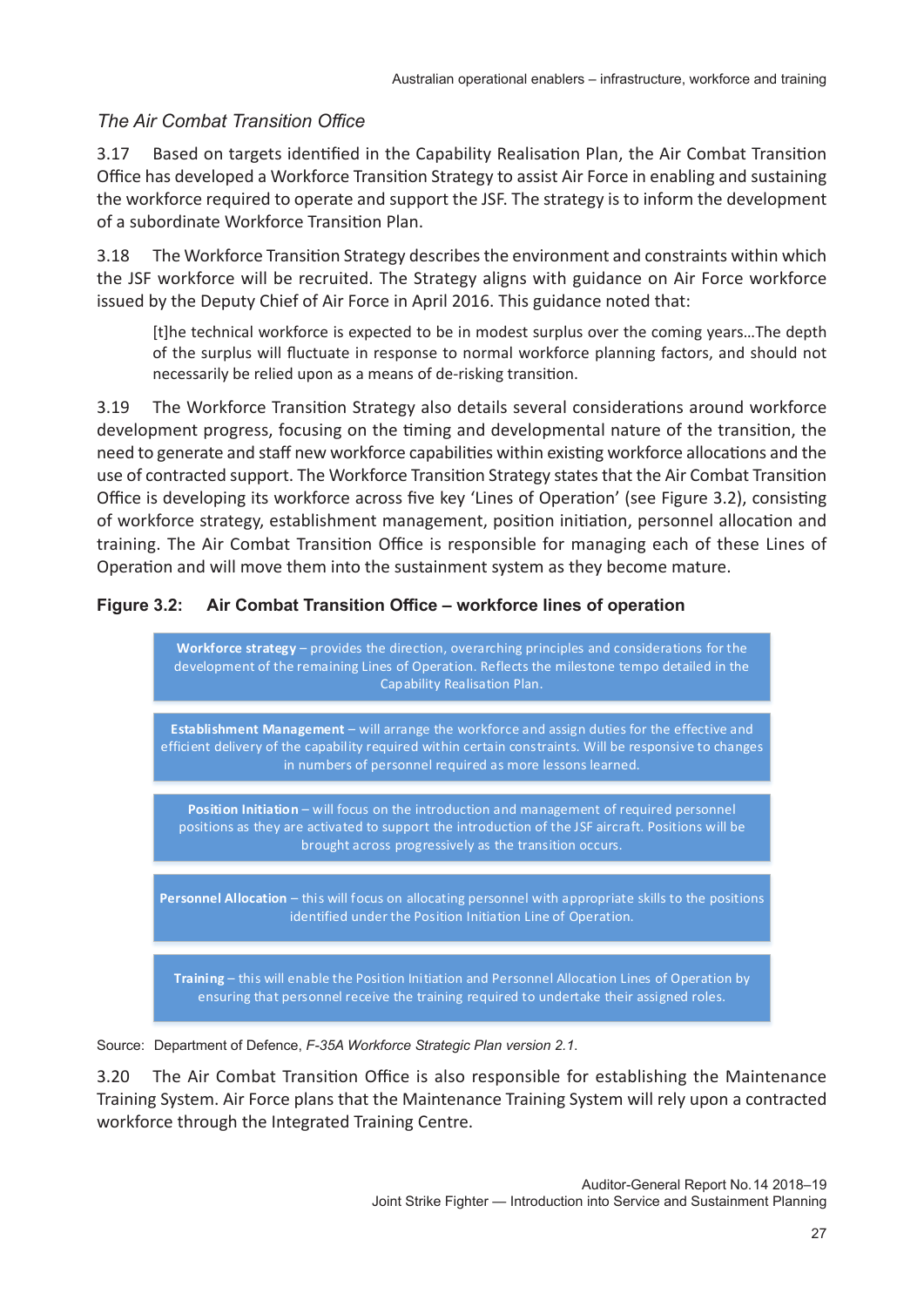### *The Air Combat Transition Office*

3.17 Based on targets identified in the Capability Realisation Plan, the Air Combat Transition Office has developed a Workforce Transition Strategy to assist Air Force in enabling and sustaining the workforce required to operate and support the JSF. The strategy is to inform the development of a subordinate Workforce Transition Plan.

3.18 The Workforce Transition Strategy describes the environment and constraints within which the JSF workforce will be recruited. The Strategy aligns with guidance on Air Force workforce issued by the Deputy Chief of Air Force in April 2016. This guidance noted that:

> [t]he technical workforce is expected to be in modest surplus over the coming years…The depth of the surplus will fluctuate in response to normal workforce planning factors, and should not necessarily be relied upon as a means of de-risking transition.

3.19 The Workforce Transition Strategy also details several considerations around workforce development progress, focusing on the timing and developmental nature of the transition, the need to generate and staff new workforce capabilities within existing workforce allocations and the use of contracted support. The Workforce Transition Strategy states that the Air Combat Transition Office is developing its workforce across five key 'Lines of Operation' (see Figure 3.2), consisting of workforce strategy, establishment management, position initiation, personnel allocation and training. The Air Combat Transition Office is responsible for managing each of these Lines of Operation and will move them into the sustainment system as they become mature.

**Figure 3.2: Air Combat Transition Office – workforce lines of operation**

**Workforce strategy** – provides the direction, overarching principles and considerations for the development of the remaining Lines of Operation. Reflects the milestone tempo detailed in the Capability Realisation Plan.

**Establishment Management** – will arrange the workforce and assign duties for the effective and efficient delivery of the capability required within certain constraints. Will be responsive to changes in numbers of personnel required as more lessons learned.

**Position Initiation** – will focus on the introduction and management of required personnel positions as they are activated to support the introduction of the JSF aircraft. Positions will be brought across progressively as the transition occurs.

**Personnel Allocation** – this will focus on allocating personnel with appropriate skills to the positions identified under the Position Initiation Line of Operation.

**Training** – this will enable the Position Initiation and Personnel Allocation Lines of Operation by ensuring that personnel receive the training required to undertake their assigned roles.

Source: Department of Defence, *F-35A Workforce Strategic Plan version 2.1*.

3.20 The Air Combat Transition Office is also responsible for establishing the Maintenance Training System. Air Force plans that the Maintenance Training System will rely upon a contracted workforce through the Integrated Training Centre.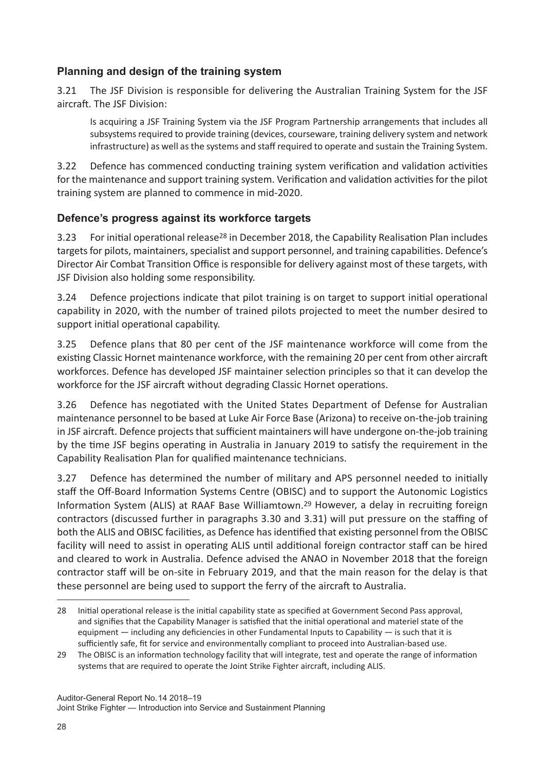### Planning and design of the training system

3.21 The JSF Division is responsible for delivering the Australian Training System for the JSF aircraft. The JSF Division:

> Is acquiring a JSF Training System via the JSF Program Partnership arrangements that includes all subsystems required to provide training (devices, courseware, training delivery system and network infrastructure) as well as the systems and staff required to operate and sustain the Training System.

3.22 Defence has commenced conducting training system verification and validation activities for the maintenance and support training system. Verification and validation activities for the pilot training system are planned to commence in mid-2020.

### Defence's progress against its workforce targets

3.23 For initial operational release[28] in December 2018, the Capability Realisation Plan includes targets for pilots, maintainers, specialist and support personnel, and training capabilities. Defence's Director Air Combat Transition Office is responsible for delivery against most of these targets, with JSF Division also holding some responsibility.

3.24 Defence projections indicate that pilot training is on target to support initial operational capability in 2020, with the number of trained pilots projected to meet the number desired to support initial operational capability.

3.25 Defence plans that 80 per cent of the JSF maintenance workforce will come from the existing Classic Hornet maintenance workforce, with the remaining 20 per cent from other aircraft workforces. Defence has developed JSF maintainer selection principles so that it can develop the workforce for the JSF aircraft without degrading Classic Hornet operations.

3.26 Defence has negotiated with the United States Department of Defense for Australian maintenance personnel to be based at Luke Air Force Base (Arizona) to receive on-the-job training in JSF aircraft. Defence projects that sufficient maintainers will have undergone on-the-job training by the time JSF begins operating in Australia in January 2019 to satisfy the requirement in the Capability Realisation Plan for qualified maintenance technicians.

3.27 Defence has determined the number of military and APS personnel needed to initially staff the Off-Board Information Systems Centre (OBISC) and to support the Autonomic Logistics Information System (ALIS) at RAAF Base Williamtown.[29] However, a delay in recruiting foreign contractors (discussed further in paragraphs 3.30 and 3.31) will put pressure on the staffing of both the ALIS and OBISC facilities, as Defence has identified that existing personnel from the OBISC facility will need to assist in operating ALIS until additional foreign contractor staff can be hired and cleared to work in Australia. Defence advised the ANAO in November 2018 that the foreign contractor staff will be on-site in February 2019, and that the main reason for the delay is that these personnel are being used to support the ferry of the aircraft to Australia.

---

28 Initial operational release is the initial capability state as specified at Government Second Pass approval, and signifies that the Capability Manager is satisfied that the initial operational and materiel state of the equipment — including any deficiencies in other Fundamental Inputs to Capability — is such that it is sufficiently safe, fit for service and environmentally compliant to proceed into Australian-based use.

29 The OBISC is an information technology facility that will integrate, test and operate the range of information systems that are required to operate the Joint Strike Fighter aircraft, including ALIS.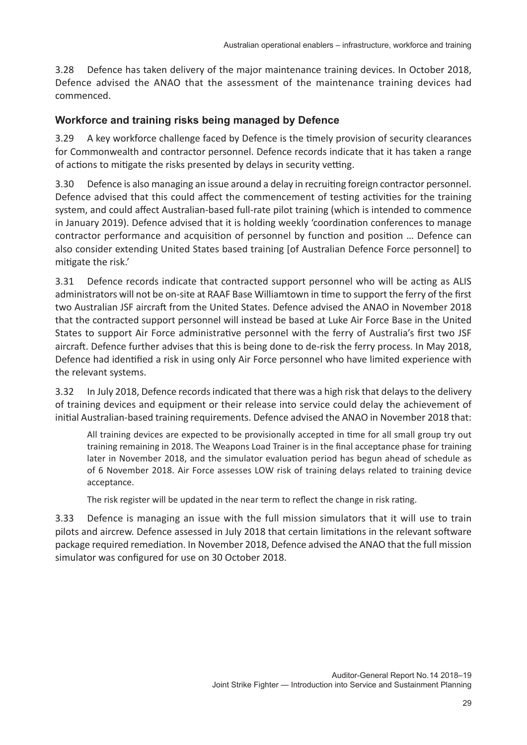3.28 Defence has taken delivery of the major maintenance training devices. In October 2018, Defence advised the ANAO that the assessment of the maintenance training devices had commenced.

### Workforce and training risks being managed by Defence

3.29 A key workforce challenge faced by Defence is the timely provision of security clearances for Commonwealth and contractor personnel. Defence records indicate that it has taken a range of actions to mitigate the risks presented by delays in security vetting.

3.30 Defence is also managing an issue around a delay in recruiting foreign contractor personnel. Defence advised that this could affect the commencement of testing activities for the training system, and could affect Australian-based full-rate pilot training (which is intended to commence in January 2019). Defence advised that it is holding weekly 'coordination conferences to manage contractor performance and acquisition of personnel by function and position … Defence can also consider extending United States based training [of Australian Defence Force personnel] to mitigate the risk.'

3.31 Defence records indicate that contracted support personnel who will be acting as ALIS administrators will not be on-site at RAAF Base Williamtown in time to support the ferry of the first two Australian JSF aircraft from the United States. Defence advised the ANAO in November 2018 that the contracted support personnel will instead be based at Luke Air Force Base in the United States to support Air Force administrative personnel with the ferry of Australia's first two JSF aircraft. Defence further advises that this is being done to de-risk the ferry process. In May 2018, Defence had identified a risk in using only Air Force personnel who have limited experience with the relevant systems.

3.32 In July 2018, Defence records indicated that there was a high risk that delays to the delivery of training devices and equipment or their release into service could delay the achievement of initial Australian-based training requirements. Defence advised the ANAO in November 2018 that:

> All training devices are expected to be provisionally accepted in time for all small group try out training remaining in 2018. The Weapons Load Trainer is in the final acceptance phase for training later in November 2018, and the simulator evaluation period has begun ahead of schedule as of 6 November 2018. Air Force assesses LOW risk of training delays related to training device acceptance.
>
> The risk register will be updated in the near term to reflect the change in risk rating.

3.33 Defence is managing an issue with the full mission simulators that it will use to train pilots and aircrew. Defence assessed in July 2018 that certain limitations in the relevant software package required remediation. In November 2018, Defence advised the ANAO that the full mission simulator was configured for use on 30 October 2018.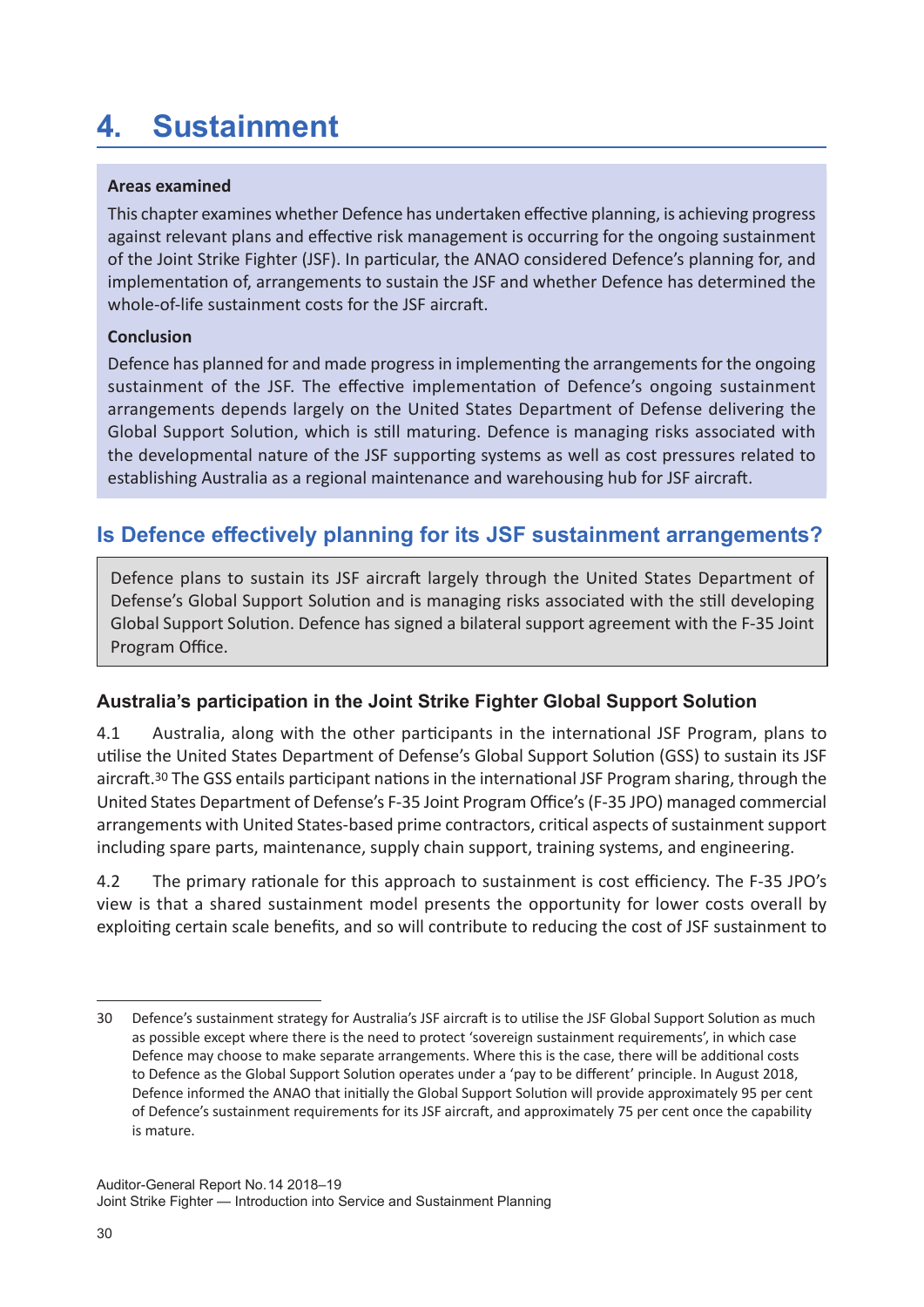# 4. Sustainment

**Areas examined**

This chapter examines whether Defence has undertaken effective planning, is achieving progress against relevant plans and effective risk management is occurring for the ongoing sustainment of the Joint Strike Fighter (JSF). In particular, the ANAO considered Defence's planning for, and implementation of, arrangements to sustain the JSF and whether Defence has determined the whole-of-life sustainment costs for the JSF aircraft.

**Conclusion**

Defence has planned for and made progress in implementing the arrangements for the ongoing sustainment of the JSF. The effective implementation of Defence's ongoing sustainment arrangements depends largely on the United States Department of Defense delivering the Global Support Solution, which is still maturing. Defence is managing risks associated with the developmental nature of the JSF supporting systems as well as cost pressures related to establishing Australia as a regional maintenance and warehousing hub for JSF aircraft.

## Is Defence effectively planning for its JSF sustainment arrangements?

Defence plans to sustain its JSF aircraft largely through the United States Department of Defense's Global Support Solution and is managing risks associated with the still developing Global Support Solution. Defence has signed a bilateral support agreement with the F-35 Joint Program Office.

### Australia's participation in the Joint Strike Fighter Global Support Solution

4.1 Australia, along with the other participants in the international JSF Program, plans to utilise the United States Department of Defense's Global Support Solution (GSS) to sustain its JSF aircraft.[30] The GSS entails participant nations in the international JSF Program sharing, through the United States Department of Defense's F-35 Joint Program Office's (F-35 JPO) managed commercial arrangements with United States-based prime contractors, critical aspects of sustainment support including spare parts, maintenance, supply chain support, training systems, and engineering.

4.2 The primary rationale for this approach to sustainment is cost efficiency. The F-35 JPO's view is that a shared sustainment model presents the opportunity for lower costs overall by exploiting certain scale benefits, and so will contribute to reducing the cost of JSF sustainment to

---

30 Defence's sustainment strategy for Australia's JSF aircraft is to utilise the JSF Global Support Solution as much as possible except where there is the need to protect 'sovereign sustainment requirements', in which case Defence may choose to make separate arrangements. Where this is the case, there will be additional costs to Defence as the Global Support Solution operates under a 'pay to be different' principle. In August 2018, Defence informed the ANAO that initially the Global Support Solution will provide approximately 95 per cent of Defence's sustainment requirements for its JSF aircraft, and approximately 75 per cent once the capability is mature.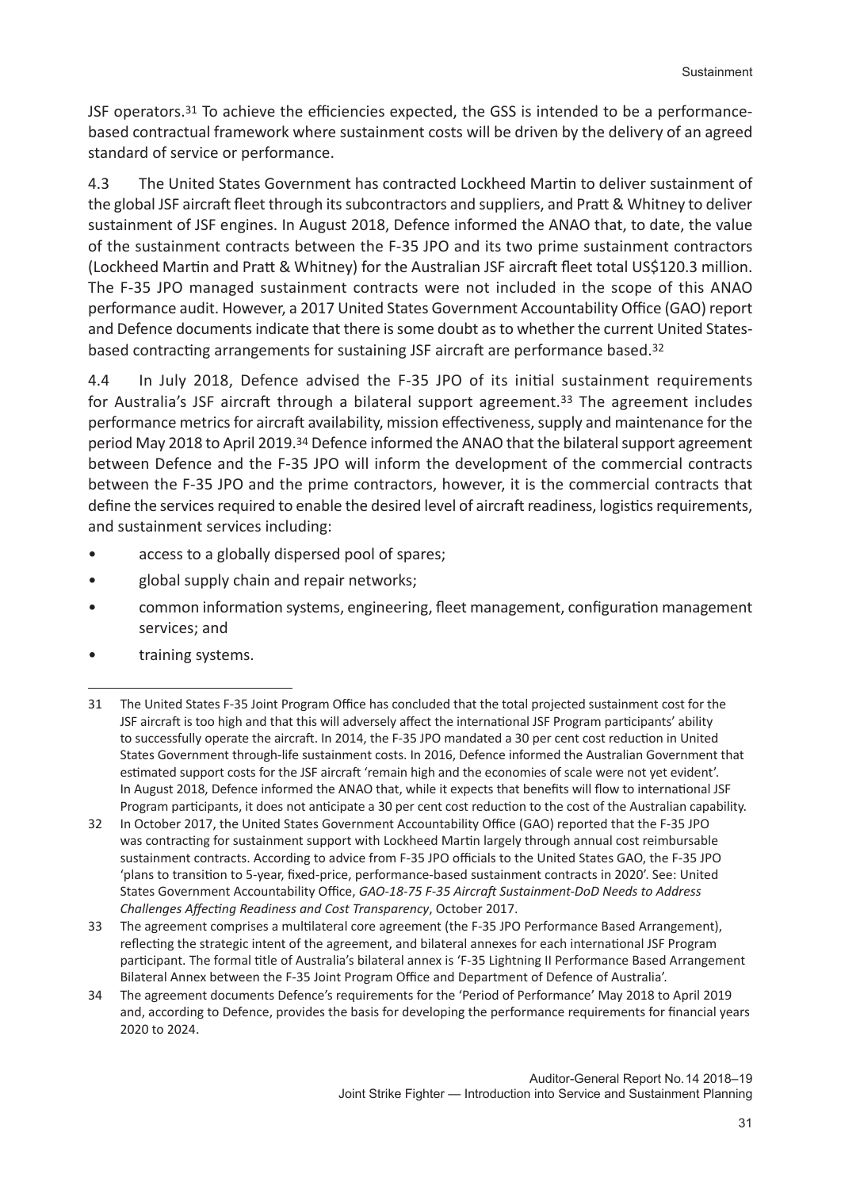JSF operators.[31] To achieve the efficiencies expected, the GSS is intended to be a performance-based contractual framework where sustainment costs will be driven by the delivery of an agreed standard of service or performance.

4.3 The United States Government has contracted Lockheed Martin to deliver sustainment of the global JSF aircraft fleet through its subcontractors and suppliers, and Pratt & Whitney to deliver sustainment of JSF engines. In August 2018, Defence informed the ANAO that, to date, the value of the sustainment contracts between the F-35 JPO and its two prime sustainment contractors (Lockheed Martin and Pratt & Whitney) for the Australian JSF aircraft fleet total US$120.3 million. The F-35 JPO managed sustainment contracts were not included in the scope of this ANAO performance audit. However, a 2017 United States Government Accountability Office (GAO) report and Defence documents indicate that there is some doubt as to whether the current United States-based contracting arrangements for sustaining JSF aircraft are performance based.[32]

4.4 In July 2018, Defence advised the F-35 JPO of its initial sustainment requirements for Australia's JSF aircraft through a bilateral support agreement.[33] The agreement includes performance metrics for aircraft availability, mission effectiveness, supply and maintenance for the period May 2018 to April 2019.[34] Defence informed the ANAO that the bilateral support agreement between Defence and the F-35 JPO will inform the development of the commercial contracts between the F-35 JPO and the prime contractors, however, it is the commercial contracts that define the services required to enable the desired level of aircraft readiness, logistics requirements, and sustainment services including:

- access to a globally dispersed pool of spares;
- global supply chain and repair networks;
- common information systems, engineering, fleet management, configuration management services; and
- training systems.

---

31 The United States F-35 Joint Program Office has concluded that the total projected sustainment cost for the JSF aircraft is too high and that this will adversely affect the international JSF Program participants' ability to successfully operate the aircraft. In 2014, the F-35 JPO mandated a 30 per cent cost reduction in United States Government through-life sustainment costs. In 2016, Defence informed the Australian Government that estimated support costs for the JSF aircraft 'remain high and the economies of scale were not yet evident'. In August 2018, Defence informed the ANAO that, while it expects that benefits will flow to international JSF Program participants, it does not anticipate a 30 per cent cost reduction to the cost of the Australian capability.

32 In October 2017, the United States Government Accountability Office (GAO) reported that the F-35 JPO was contracting for sustainment support with Lockheed Martin largely through annual cost reimbursable sustainment contracts. According to advice from F-35 JPO officials to the United States GAO, the F-35 JPO 'plans to transition to 5-year, fixed-price, performance-based sustainment contracts in 2020'. See: United States Government Accountability Office, *GAO-18-75 F-35 Aircraft Sustainment-DoD Needs to Address Challenges Affecting Readiness and Cost Transparency*, October 2017.

33 The agreement comprises a multilateral core agreement (the F-35 JPO Performance Based Arrangement), reflecting the strategic intent of the agreement, and bilateral annexes for each international JSF Program participant. The formal title of Australia's bilateral annex is 'F-35 Lightning II Performance Based Arrangement Bilateral Annex between the F-35 Joint Program Office and Department of Defence of Australia'.

34 The agreement documents Defence's requirements for the 'Period of Performance' May 2018 to April 2019 and, according to Defence, provides the basis for developing the performance requirements for financial years 2020 to 2024.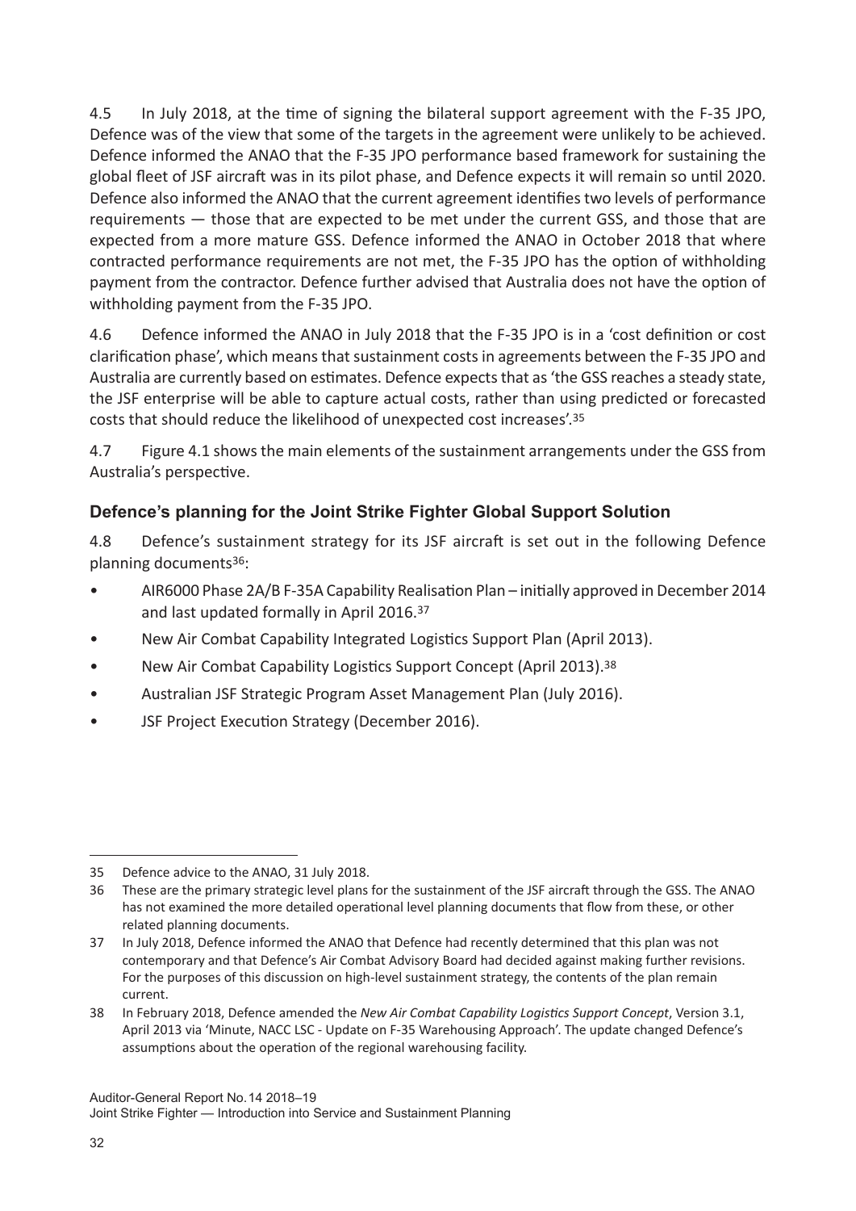4.5 In July 2018, at the time of signing the bilateral support agreement with the F-35 JPO, Defence was of the view that some of the targets in the agreement were unlikely to be achieved. Defence informed the ANAO that the F-35 JPO performance based framework for sustaining the global fleet of JSF aircraft was in its pilot phase, and Defence expects it will remain so until 2020. Defence also informed the ANAO that the current agreement identifies two levels of performance requirements — those that are expected to be met under the current GSS, and those that are expected from a more mature GSS. Defence informed the ANAO in October 2018 that where contracted performance requirements are not met, the F-35 JPO has the option of withholding payment from the contractor. Defence further advised that Australia does not have the option of withholding payment from the F-35 JPO.

4.6 Defence informed the ANAO in July 2018 that the F-35 JPO is in a 'cost definition or cost clarification phase', which means that sustainment costs in agreements between the F-35 JPO and Australia are currently based on estimates. Defence expects that as 'the GSS reaches a steady state, the JSF enterprise will be able to capture actual costs, rather than using predicted or forecasted costs that should reduce the likelihood of unexpected cost increases'.[35]

4.7 Figure 4.1 shows the main elements of the sustainment arrangements under the GSS from Australia's perspective.

### Defence's planning for the Joint Strike Fighter Global Support Solution

4.8 Defence's sustainment strategy for its JSF aircraft is set out in the following Defence planning documents[36]:

- AIR6000 Phase 2A/B F-35A Capability Realisation Plan – initially approved in December 2014 and last updated formally in April 2016.[37]
- New Air Combat Capability Integrated Logistics Support Plan (April 2013).
- New Air Combat Capability Logistics Support Concept (April 2013).[38]
- Australian JSF Strategic Program Asset Management Plan (July 2016).
- JSF Project Execution Strategy (December 2016).

---

35 Defence advice to the ANAO, 31 July 2018.

36 These are the primary strategic level plans for the sustainment of the JSF aircraft through the GSS. The ANAO has not examined the more detailed operational level planning documents that flow from these, or other related planning documents.

37 In July 2018, Defence informed the ANAO that Defence had recently determined that this plan was not contemporary and that Defence's Air Combat Advisory Board had decided against making further revisions. For the purposes of this discussion on high-level sustainment strategy, the contents of the plan remain current.

38 In February 2018, Defence amended the *New Air Combat Capability Logistics Support Concept*, Version 3.1, April 2013 via 'Minute, NACC LSC - Update on F-35 Warehousing Approach'. The update changed Defence's assumptions about the operation of the regional warehousing facility.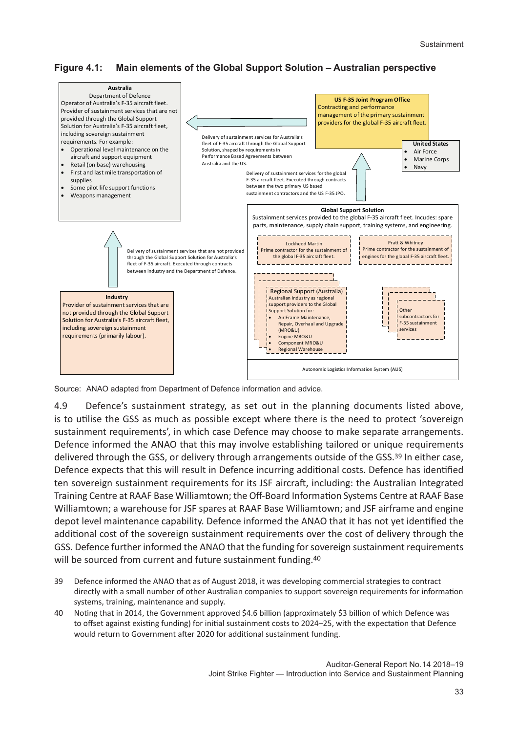**Figure 4.1: Main elements of the Global Support Solution – Australian perspective**

**Australia**
Department of Defence
Operator of Australia's F-35 aircraft fleet. Provider of sustainment services that are not provided through the Global Support Solution for Australia's F-35 aircraft fleet, including sovereign sustainment requirements. For example:

- Operational level maintenance on the aircraft and support equipment
- Retail (on base) warehousing
- First and last mile transportation of supplies
- Some pilot life support functions
- Weapons management

**US F-35 Joint Program Office**
Contracting and performance management of the primary sustainment providers for the global F-35 aircraft fleet.

**United States**
- Air Force
- Marine Corps
- Navy

Delivery of sustainment services for Australia's fleet of F-35 aircraft through the Global Support Solution, shaped by requirements in Performance Based Agreements between Australia and the US.

Delivery of sustainment services for the global F-35 aircraft fleet. Executed through contracts between the two primary US based sustainment contractors and the US F-35 JPO.

**Global Support Solution**
Sustainment services provided to the global F-35 aircraft fleet. Incudes: spare parts, maintenance, supply chain support, training systems, and engineering.

Lockheed Martin
Prime contractor for the sustainment of the global F-35 aircraft fleet.

Pratt & Whitney
Prime contractor for the sustainment of engines for the global F-35 aircraft fleet.

Regional Support (Australia)
Australian Industry as regional support providers to the Global Support Solution for:

- Air Frame Maintenance, Repair, Overhaul and Upgrade (MRO&U)
- Engine MRO&U
- Component MRO&U
- Regional Warehouse

Other subcontractors for F-35 sustainment services

Autonomic Logistics Information System (ALIS)

Delivery of sustainment services that are not provided through the Global Support Solution for Australia's fleet of F-35 aircraft. Executed through contracts between industry and the Department of Defence.

**Industry**
Provider of sustainment services that are not provided through the Global Support Solution for Australia's F-35 aircraft fleet, including sovereign sustainment requirements (primarily labour).

Source: ANAO adapted from Department of Defence information and advice.

4.9 Defence's sustainment strategy, as set out in the planning documents listed above, is to utilise the GSS as much as possible except where there is the need to protect 'sovereign sustainment requirements', in which case Defence may choose to make separate arrangements. Defence informed the ANAO that this may involve establishing tailored or unique requirements delivered through the GSS, or delivery through arrangements outside of the GSS.[39] In either case, Defence expects that this will result in Defence incurring additional costs. Defence has identified ten sovereign sustainment requirements for its JSF aircraft, including: the Australian Integrated Training Centre at RAAF Base Williamtown; the Off-Board Information Systems Centre at RAAF Base Williamtown; a warehouse for JSF spares at RAAF Base Williamtown; and JSF airframe and engine depot level maintenance capability. Defence informed the ANAO that it has not yet identified the additional cost of the sovereign sustainment requirements over the cost of delivery through the GSS. Defence further informed the ANAO that the funding for sovereign sustainment requirements will be sourced from current and future sustainment funding.[40]

---

39 Defence informed the ANAO that as of August 2018, it was developing commercial strategies to contract directly with a small number of other Australian companies to support sovereign requirements for information systems, training, maintenance and supply.

40 Noting that in 2014, the Government approved $4.6 billion (approximately $3 billion of which Defence was to offset against existing funding) for initial sustainment costs to 2024–25, with the expectation that Defence would return to Government after 2020 for additional sustainment funding.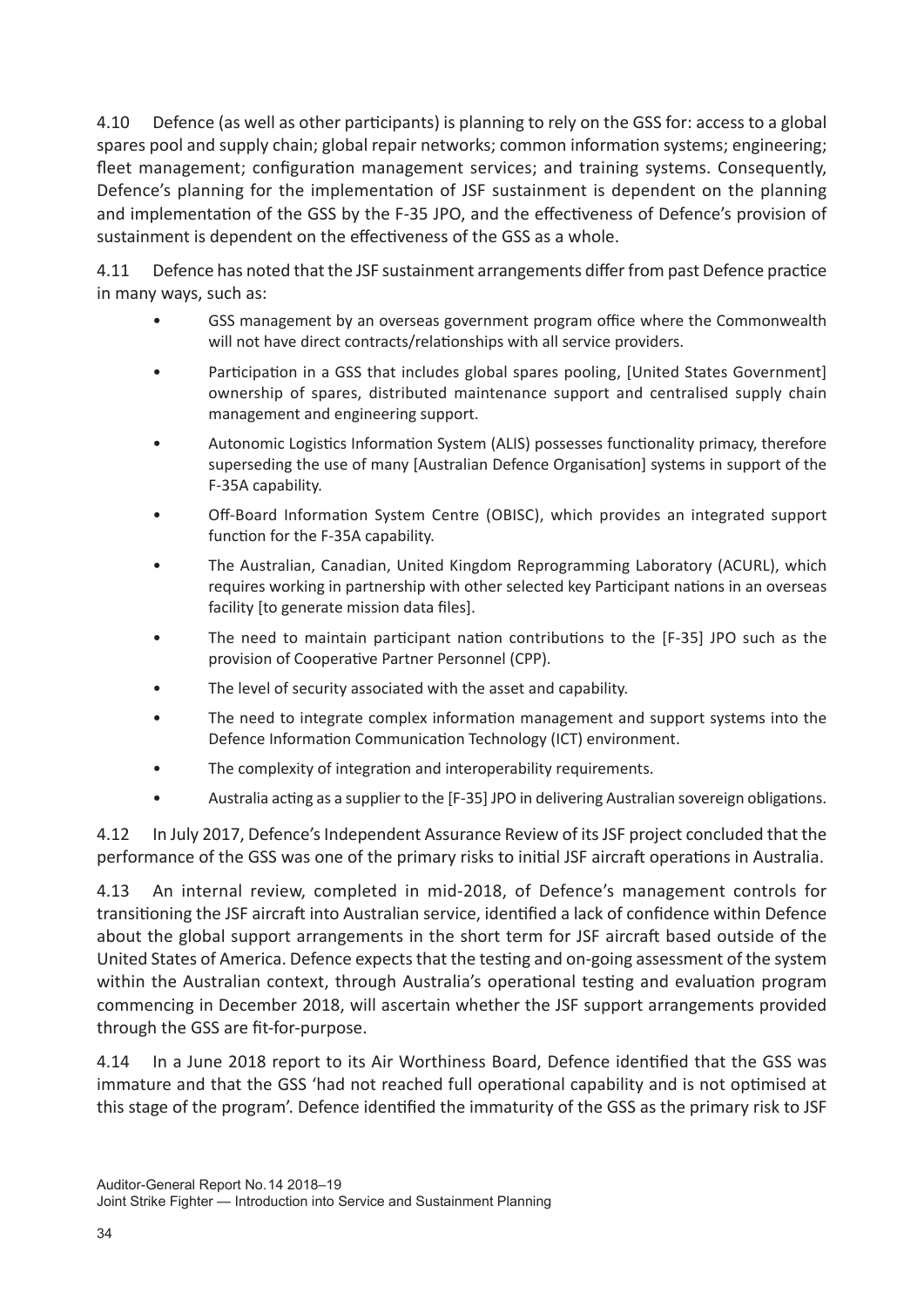4.10 Defence (as well as other participants) is planning to rely on the GSS for: access to a global spares pool and supply chain; global repair networks; common information systems; engineering; fleet management; configuration management services; and training systems. Consequently, Defence's planning for the implementation of JSF sustainment is dependent on the planning and implementation of the GSS by the F-35 JPO, and the effectiveness of Defence's provision of sustainment is dependent on the effectiveness of the GSS as a whole.

4.11 Defence has noted that the JSF sustainment arrangements differ from past Defence practice in many ways, such as:

- GSS management by an overseas government program office where the Commonwealth will not have direct contracts/relationships with all service providers.
- Participation in a GSS that includes global spares pooling, [United States Government] ownership of spares, distributed maintenance support and centralised supply chain management and engineering support.
- Autonomic Logistics Information System (ALIS) possesses functionality primacy, therefore superseding the use of many [Australian Defence Organisation] systems in support of the F-35A capability.
- Off-Board Information System Centre (OBISC), which provides an integrated support function for the F-35A capability.
- The Australian, Canadian, United Kingdom Reprogramming Laboratory (ACURL), which requires working in partnership with other selected key Participant nations in an overseas facility [to generate mission data files].
- The need to maintain participant nation contributions to the [F-35] JPO such as the provision of Cooperative Partner Personnel (CPP).
- The level of security associated with the asset and capability.
- The need to integrate complex information management and support systems into the Defence Information Communication Technology (ICT) environment.
- The complexity of integration and interoperability requirements.
- Australia acting as a supplier to the [F-35] JPO in delivering Australian sovereign obligations.

4.12 In July 2017, Defence's Independent Assurance Review of its JSF project concluded that the performance of the GSS was one of the primary risks to initial JSF aircraft operations in Australia.

4.13 An internal review, completed in mid-2018, of Defence's management controls for transitioning the JSF aircraft into Australian service, identified a lack of confidence within Defence about the global support arrangements in the short term for JSF aircraft based outside of the United States of America. Defence expects that the testing and on-going assessment of the system within the Australian context, through Australia's operational testing and evaluation program commencing in December 2018, will ascertain whether the JSF support arrangements provided through the GSS are fit-for-purpose.

4.14 In a June 2018 report to its Air Worthiness Board, Defence identified that the GSS was immature and that the GSS 'had not reached full operational capability and is not optimised at this stage of the program'. Defence identified the immaturity of the GSS as the primary risk to JSF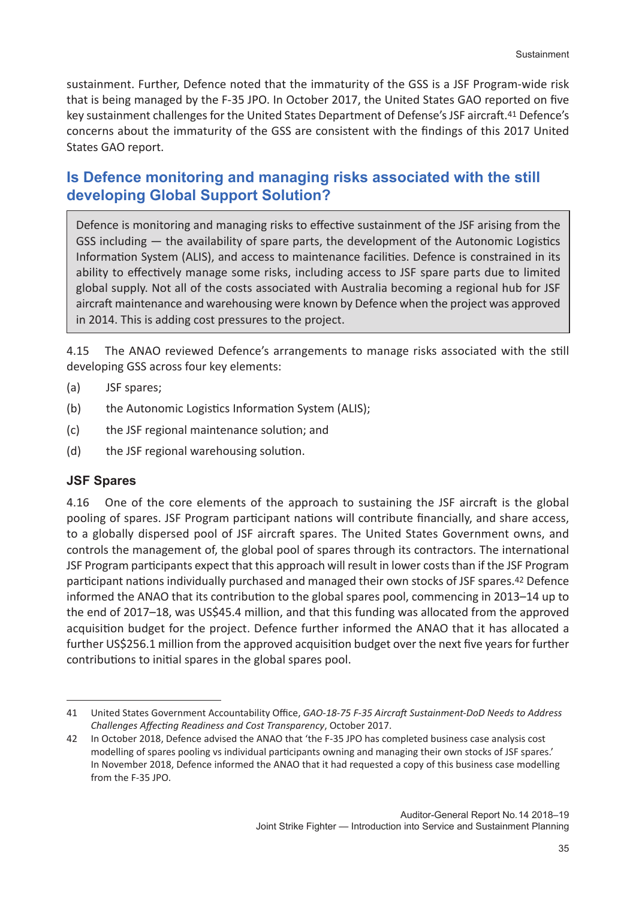sustainment. Further, Defence noted that the immaturity of the GSS is a JSF Program-wide risk that is being managed by the F-35 JPO. In October 2017, the United States GAO reported on five key sustainment challenges for the United States Department of Defense's JSF aircraft.[41] Defence's concerns about the immaturity of the GSS are consistent with the findings of this 2017 United States GAO report.

## Is Defence monitoring and managing risks associated with the still developing Global Support Solution?

> Defence is monitoring and managing risks to effective sustainment of the JSF arising from the GSS including — the availability of spare parts, the development of the Autonomic Logistics Information System (ALIS), and access to maintenance facilities. Defence is constrained in its ability to effectively manage some risks, including access to JSF spare parts due to limited global supply. Not all of the costs associated with Australia becoming a regional hub for JSF aircraft maintenance and warehousing were known by Defence when the project was approved in 2014. This is adding cost pressures to the project.

4.15 The ANAO reviewed Defence's arrangements to manage risks associated with the still developing GSS across four key elements:

(a) JSF spares;

(b) the Autonomic Logistics Information System (ALIS);

(c) the JSF regional maintenance solution; and

(d) the JSF regional warehousing solution.

### JSF Spares

4.16 One of the core elements of the approach to sustaining the JSF aircraft is the global pooling of spares. JSF Program participant nations will contribute financially, and share access, to a globally dispersed pool of JSF aircraft spares. The United States Government owns, and controls the management of, the global pool of spares through its contractors. The international JSF Program participants expect that this approach will result in lower costs than if the JSF Program participant nations individually purchased and managed their own stocks of JSF spares.[42] Defence informed the ANAO that its contribution to the global spares pool, commencing in 2013–14 up to the end of 2017–18, was US$45.4 million, and that this funding was allocated from the approved acquisition budget for the project. Defence further informed the ANAO that it has allocated a further US$256.1 million from the approved acquisition budget over the next five years for further contributions to initial spares in the global spares pool.

---

41 United States Government Accountability Office, *GAO-18-75 F-35 Aircraft Sustainment-DoD Needs to Address Challenges Affecting Readiness and Cost Transparency*, October 2017.

42 In October 2018, Defence advised the ANAO that 'the F-35 JPO has completed business case analysis cost modelling of spares pooling vs individual participants owning and managing their own stocks of JSF spares.' In November 2018, Defence informed the ANAO that it had requested a copy of this business case modelling from the F-35 JPO.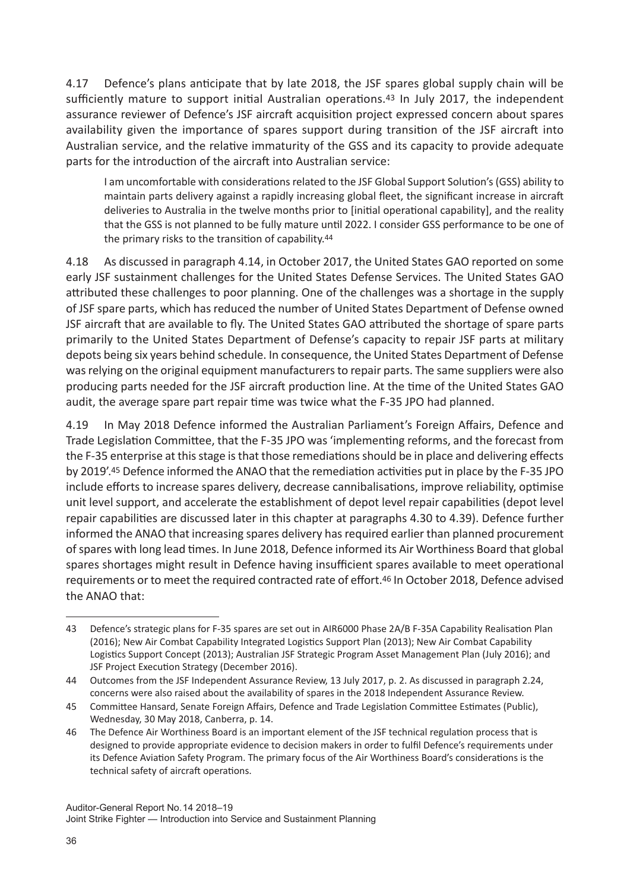4.17 Defence's plans anticipate that by late 2018, the JSF spares global supply chain will be sufficiently mature to support initial Australian operations.[43] In July 2017, the independent assurance reviewer of Defence's JSF aircraft acquisition project expressed concern about spares availability given the importance of spares support during transition of the JSF aircraft into Australian service, and the relative immaturity of the GSS and its capacity to provide adequate parts for the introduction of the aircraft into Australian service:

> I am uncomfortable with considerations related to the JSF Global Support Solution's (GSS) ability to maintain parts delivery against a rapidly increasing global fleet, the significant increase in aircraft deliveries to Australia in the twelve months prior to [initial operational capability], and the reality that the GSS is not planned to be fully mature until 2022. I consider GSS performance to be one of the primary risks to the transition of capability.[44]

4.18 As discussed in paragraph 4.14, in October 2017, the United States GAO reported on some early JSF sustainment challenges for the United States Defense Services. The United States GAO attributed these challenges to poor planning. One of the challenges was a shortage in the supply of JSF spare parts, which has reduced the number of United States Department of Defense owned JSF aircraft that are available to fly. The United States GAO attributed the shortage of spare parts primarily to the United States Department of Defense's capacity to repair JSF parts at military depots being six years behind schedule. In consequence, the United States Department of Defense was relying on the original equipment manufacturers to repair parts. The same suppliers were also producing parts needed for the JSF aircraft production line. At the time of the United States GAO audit, the average spare part repair time was twice what the F-35 JPO had planned.

4.19 In May 2018 Defence informed the Australian Parliament's Foreign Affairs, Defence and Trade Legislation Committee, that the F-35 JPO was 'implementing reforms, and the forecast from the F-35 enterprise at this stage is that those remediations should be in place and delivering effects by 2019'.[45] Defence informed the ANAO that the remediation activities put in place by the F-35 JPO include efforts to increase spares delivery, decrease cannibalisations, improve reliability, optimise unit level support, and accelerate the establishment of depot level repair capabilities (depot level repair capabilities are discussed later in this chapter at paragraphs 4.30 to 4.39). Defence further informed the ANAO that increasing spares delivery has required earlier than planned procurement of spares with long lead times. In June 2018, Defence informed its Air Worthiness Board that global spares shortages might result in Defence having insufficient spares available to meet operational requirements or to meet the required contracted rate of effort.[46] In October 2018, Defence advised the ANAO that:

---

43 Defence's strategic plans for F-35 spares are set out in AIR6000 Phase 2A/B F-35A Capability Realisation Plan (2016); New Air Combat Capability Integrated Logistics Support Plan (2013); New Air Combat Capability Logistics Support Concept (2013); Australian JSF Strategic Program Asset Management Plan (July 2016); and JSF Project Execution Strategy (December 2016).

44 Outcomes from the JSF Independent Assurance Review, 13 July 2017, p. 2. As discussed in paragraph 2.24, concerns were also raised about the availability of spares in the 2018 Independent Assurance Review.

45 Committee Hansard, Senate Foreign Affairs, Defence and Trade Legislation Committee Estimates (Public), Wednesday, 30 May 2018, Canberra, p. 14.

46 The Defence Air Worthiness Board is an important element of the JSF technical regulation process that is designed to provide appropriate evidence to decision makers in order to fulfil Defence's requirements under its Defence Aviation Safety Program. The primary focus of the Air Worthiness Board's considerations is the technical safety of aircraft operations.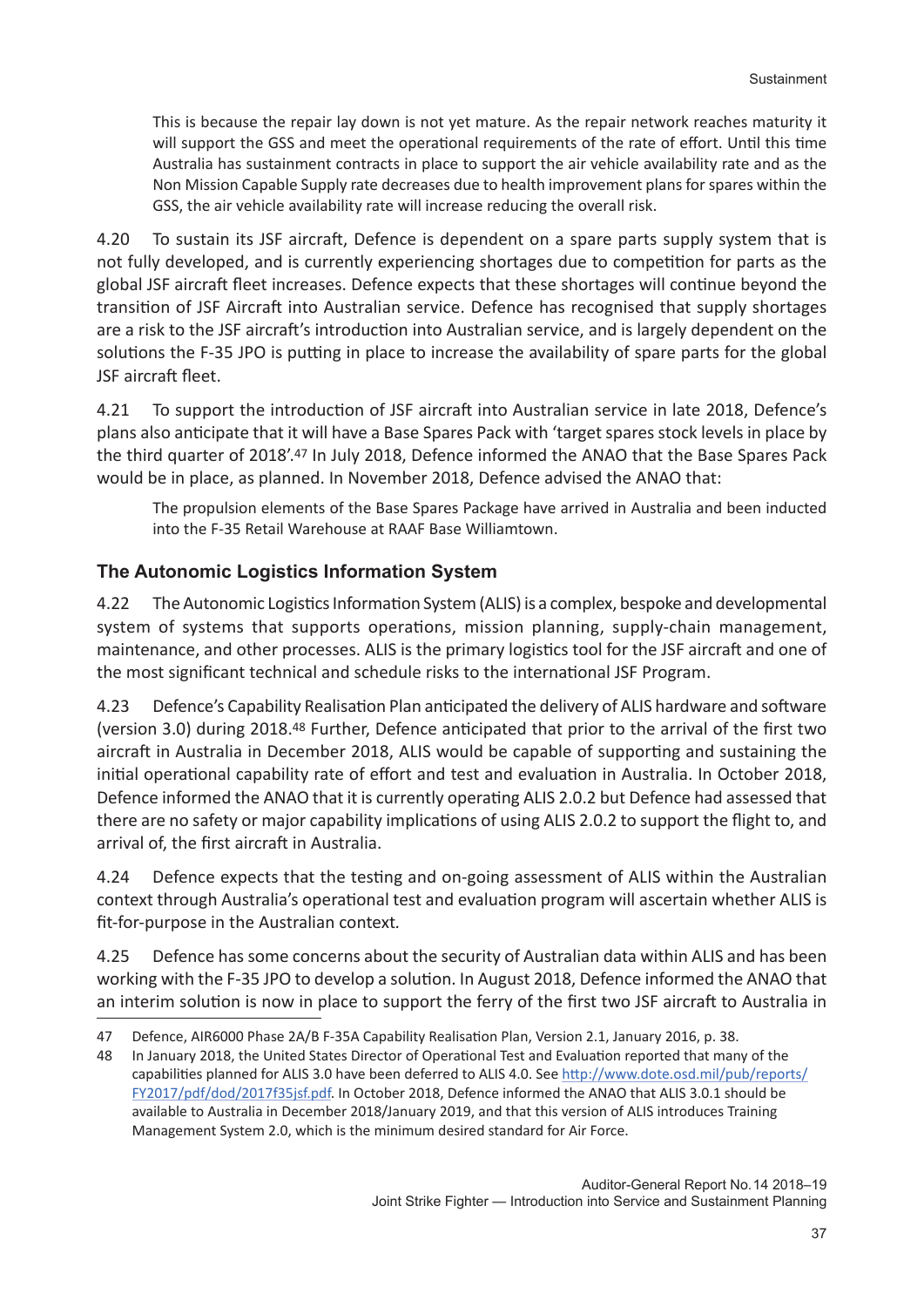> This is because the repair lay down is not yet mature. As the repair network reaches maturity it will support the GSS and meet the operational requirements of the rate of effort. Until this time Australia has sustainment contracts in place to support the air vehicle availability rate and as the Non Mission Capable Supply rate decreases due to health improvement plans for spares within the GSS, the air vehicle availability rate will increase reducing the overall risk.

4.20 To sustain its JSF aircraft, Defence is dependent on a spare parts supply system that is not fully developed, and is currently experiencing shortages due to competition for parts as the global JSF aircraft fleet increases. Defence expects that these shortages will continue beyond the transition of JSF Aircraft into Australian service. Defence has recognised that supply shortages are a risk to the JSF aircraft's introduction into Australian service, and is largely dependent on the solutions the F-35 JPO is putting in place to increase the availability of spare parts for the global JSF aircraft fleet.

4.21 To support the introduction of JSF aircraft into Australian service in late 2018, Defence's plans also anticipate that it will have a Base Spares Pack with 'target spares stock levels in place by the third quarter of 2018'.[47] In July 2018, Defence informed the ANAO that the Base Spares Pack would be in place, as planned. In November 2018, Defence advised the ANAO that:

> The propulsion elements of the Base Spares Package have arrived in Australia and been inducted into the F-35 Retail Warehouse at RAAF Base Williamtown.

### The Autonomic Logistics Information System

4.22 The Autonomic Logistics Information System (ALIS) is a complex, bespoke and developmental system of systems that supports operations, mission planning, supply-chain management, maintenance, and other processes. ALIS is the primary logistics tool for the JSF aircraft and one of the most significant technical and schedule risks to the international JSF Program.

4.23 Defence's Capability Realisation Plan anticipated the delivery of ALIS hardware and software (version 3.0) during 2018.[48] Further, Defence anticipated that prior to the arrival of the first two aircraft in Australia in December 2018, ALIS would be capable of supporting and sustaining the initial operational capability rate of effort and test and evaluation in Australia. In October 2018, Defence informed the ANAO that it is currently operating ALIS 2.0.2 but Defence had assessed that there are no safety or major capability implications of using ALIS 2.0.2 to support the flight to, and arrival of, the first aircraft in Australia.

4.24 Defence expects that the testing and on-going assessment of ALIS within the Australian context through Australia's operational test and evaluation program will ascertain whether ALIS is fit-for-purpose in the Australian context.

4.25 Defence has some concerns about the security of Australian data within ALIS and has been working with the F-35 JPO to develop a solution. In August 2018, Defence informed the ANAO that an interim solution is now in place to support the ferry of the first two JSF aircraft to Australia in

---

47 Defence, AIR6000 Phase 2A/B F-35A Capability Realisation Plan, Version 2.1, January 2016, p. 38.

48 In January 2018, the United States Director of Operational Test and Evaluation reported that many of the capabilities planned for ALIS 3.0 have been deferred to ALIS 4.0. See http://www.dote.osd.mil/pub/reports/FY2017/pdf/dod/2017f35jsf.pdf. In October 2018, Defence informed the ANAO that ALIS 3.0.1 should be available to Australia in December 2018/January 2019, and that this version of ALIS introduces Training Management System 2.0, which is the minimum desired standard for Air Force.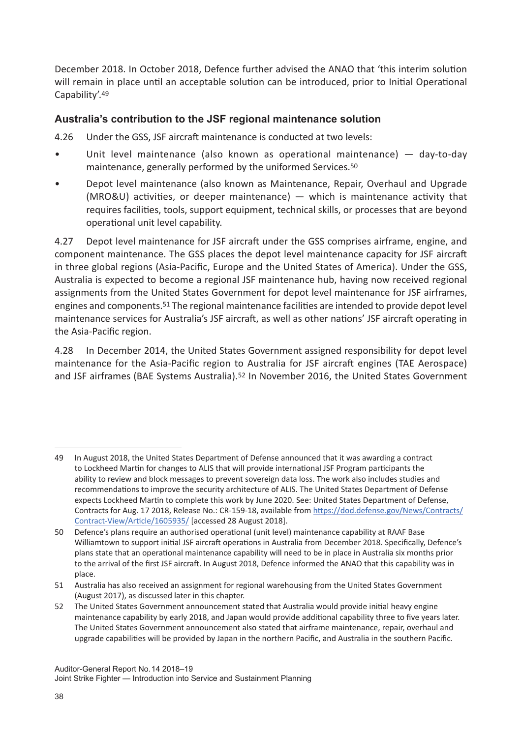December 2018. In October 2018, Defence further advised the ANAO that 'this interim solution will remain in place until an acceptable solution can be introduced, prior to Initial Operational Capability'.[49]

### Australia's contribution to the JSF regional maintenance solution

4.26 Under the GSS, JSF aircraft maintenance is conducted at two levels:

- Unit level maintenance (also known as operational maintenance) — day-to-day maintenance, generally performed by the uniformed Services.[50]
- Depot level maintenance (also known as Maintenance, Repair, Overhaul and Upgrade (MRO&U) activities, or deeper maintenance) — which is maintenance activity that requires facilities, tools, support equipment, technical skills, or processes that are beyond operational unit level capability.

4.27 Depot level maintenance for JSF aircraft under the GSS comprises airframe, engine, and component maintenance. The GSS places the depot level maintenance capacity for JSF aircraft in three global regions (Asia-Pacific, Europe and the United States of America). Under the GSS, Australia is expected to become a regional JSF maintenance hub, having now received regional assignments from the United States Government for depot level maintenance for JSF airframes, engines and components.[51] The regional maintenance facilities are intended to provide depot level maintenance services for Australia's JSF aircraft, as well as other nations' JSF aircraft operating in the Asia-Pacific region.

4.28 In December 2014, the United States Government assigned responsibility for depot level maintenance for the Asia-Pacific region to Australia for JSF aircraft engines (TAE Aerospace) and JSF airframes (BAE Systems Australia).[52] In November 2016, the United States Government

---

49 In August 2018, the United States Department of Defense announced that it was awarding a contract to Lockheed Martin for changes to ALIS that will provide international JSF Program participants the ability to review and block messages to prevent sovereign data loss. The work also includes studies and recommendations to improve the security architecture of ALIS. The United States Department of Defense expects Lockheed Martin to complete this work by June 2020. See: United States Department of Defense, Contracts for Aug. 17 2018, Release No.: CR-159-18, available from https://dod.defense.gov/News/Contracts/Contract-View/Article/1605935/ [accessed 28 August 2018].

50 Defence's plans require an authorised operational (unit level) maintenance capability at RAAF Base Williamtown to support initial JSF aircraft operations in Australia from December 2018. Specifically, Defence's plans state that an operational maintenance capability will need to be in place in Australia six months prior to the arrival of the first JSF aircraft. In August 2018, Defence informed the ANAO that this capability was in place.

51 Australia has also received an assignment for regional warehousing from the United States Government (August 2017), as discussed later in this chapter.

52 The United States Government announcement stated that Australia would provide initial heavy engine maintenance capability by early 2018, and Japan would provide additional capability three to five years later. The United States Government announcement also stated that airframe maintenance, repair, overhaul and upgrade capabilities will be provided by Japan in the northern Pacific, and Australia in the southern Pacific.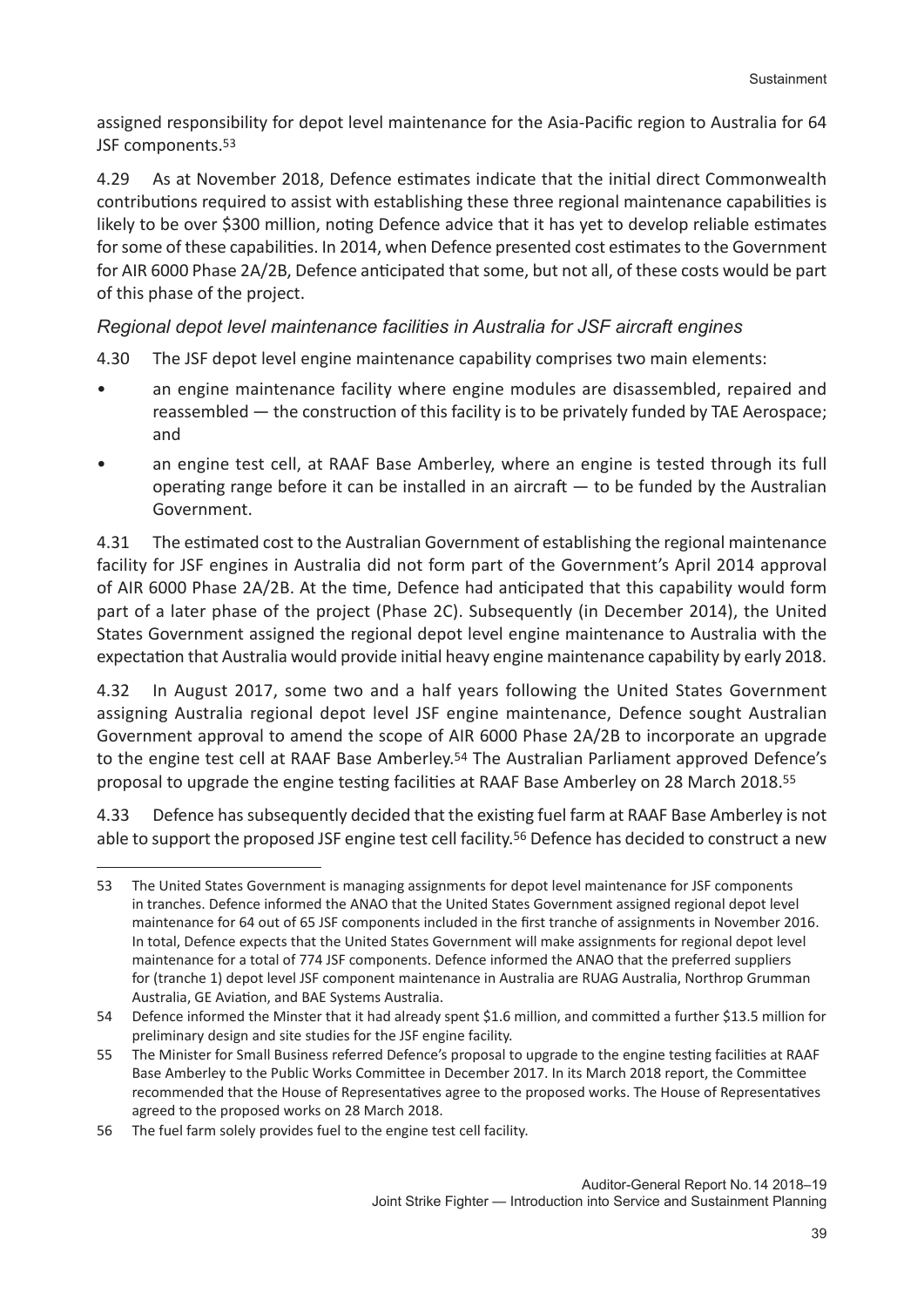assigned responsibility for depot level maintenance for the Asia-Pacific region to Australia for 64 JSF components.[53]

4.29 As at November 2018, Defence estimates indicate that the initial direct Commonwealth contributions required to assist with establishing these three regional maintenance capabilities is likely to be over $300 million, noting Defence advice that it has yet to develop reliable estimates for some of these capabilities. In 2014, when Defence presented cost estimates to the Government for AIR 6000 Phase 2A/2B, Defence anticipated that some, but not all, of these costs would be part of this phase of the project.

### *Regional depot level maintenance facilities in Australia for JSF aircraft engines*

4.30 The JSF depot level engine maintenance capability comprises two main elements:

- an engine maintenance facility where engine modules are disassembled, repaired and reassembled — the construction of this facility is to be privately funded by TAE Aerospace; and
- an engine test cell, at RAAF Base Amberley, where an engine is tested through its full operating range before it can be installed in an aircraft — to be funded by the Australian Government.

4.31 The estimated cost to the Australian Government of establishing the regional maintenance facility for JSF engines in Australia did not form part of the Government's April 2014 approval of AIR 6000 Phase 2A/2B. At the time, Defence had anticipated that this capability would form part of a later phase of the project (Phase 2C). Subsequently (in December 2014), the United States Government assigned the regional depot level engine maintenance to Australia with the expectation that Australia would provide initial heavy engine maintenance capability by early 2018.

4.32 In August 2017, some two and a half years following the United States Government assigning Australia regional depot level JSF engine maintenance, Defence sought Australian Government approval to amend the scope of AIR 6000 Phase 2A/2B to incorporate an upgrade to the engine test cell at RAAF Base Amberley.[54] The Australian Parliament approved Defence's proposal to upgrade the engine testing facilities at RAAF Base Amberley on 28 March 2018.[55]

4.33 Defence has subsequently decided that the existing fuel farm at RAAF Base Amberley is not able to support the proposed JSF engine test cell facility.[56] Defence has decided to construct a new

---

53 The United States Government is managing assignments for depot level maintenance for JSF components in tranches. Defence informed the ANAO that the United States Government assigned regional depot level maintenance for 64 out of 65 JSF components included in the first tranche of assignments in November 2016. In total, Defence expects that the United States Government will make assignments for regional depot level maintenance for a total of 774 JSF components. Defence informed the ANAO that the preferred suppliers for (tranche 1) depot level JSF component maintenance in Australia are RUAG Australia, Northrop Grumman Australia, GE Aviation, and BAE Systems Australia.

54 Defence informed the Minster that it had already spent $1.6 million, and committed a further $13.5 million for preliminary design and site studies for the JSF engine facility.

55 The Minister for Small Business referred Defence's proposal to upgrade to the engine testing facilities at RAAF Base Amberley to the Public Works Committee in December 2017. In its March 2018 report, the Committee recommended that the House of Representatives agree to the proposed works. The House of Representatives agreed to the proposed works on 28 March 2018.

56 The fuel farm solely provides fuel to the engine test cell facility.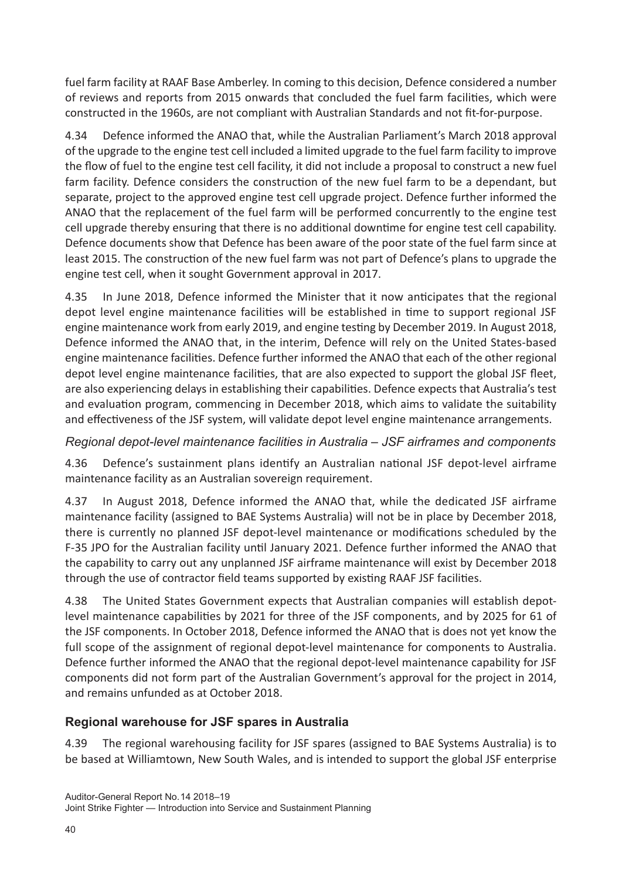fuel farm facility at RAAF Base Amberley. In coming to this decision, Defence considered a number of reviews and reports from 2015 onwards that concluded the fuel farm facilities, which were constructed in the 1960s, are not compliant with Australian Standards and not fit-for-purpose.

4.34 Defence informed the ANAO that, while the Australian Parliament's March 2018 approval of the upgrade to the engine test cell included a limited upgrade to the fuel farm facility to improve the flow of fuel to the engine test cell facility, it did not include a proposal to construct a new fuel farm facility. Defence considers the construction of the new fuel farm to be a dependant, but separate, project to the approved engine test cell upgrade project. Defence further informed the ANAO that the replacement of the fuel farm will be performed concurrently to the engine test cell upgrade thereby ensuring that there is no additional downtime for engine test cell capability. Defence documents show that Defence has been aware of the poor state of the fuel farm since at least 2015. The construction of the new fuel farm was not part of Defence's plans to upgrade the engine test cell, when it sought Government approval in 2017.

4.35 In June 2018, Defence informed the Minister that it now anticipates that the regional depot level engine maintenance facilities will be established in time to support regional JSF engine maintenance work from early 2019, and engine testing by December 2019. In August 2018, Defence informed the ANAO that, in the interim, Defence will rely on the United States-based engine maintenance facilities. Defence further informed the ANAO that each of the other regional depot level engine maintenance facilities, that are also expected to support the global JSF fleet, are also experiencing delays in establishing their capabilities. Defence expects that Australia's test and evaluation program, commencing in December 2018, which aims to validate the suitability and effectiveness of the JSF system, will validate depot level engine maintenance arrangements.

### *Regional depot-level maintenance facilities in Australia – JSF airframes and components*

4.36 Defence's sustainment plans identify an Australian national JSF depot-level airframe maintenance facility as an Australian sovereign requirement.

4.37 In August 2018, Defence informed the ANAO that, while the dedicated JSF airframe maintenance facility (assigned to BAE Systems Australia) will not be in place by December 2018, there is currently no planned JSF depot-level maintenance or modifications scheduled by the F-35 JPO for the Australian facility until January 2021. Defence further informed the ANAO that the capability to carry out any unplanned JSF airframe maintenance will exist by December 2018 through the use of contractor field teams supported by existing RAAF JSF facilities.

4.38 The United States Government expects that Australian companies will establish depot-level maintenance capabilities by 2021 for three of the JSF components, and by 2025 for 61 of the JSF components. In October 2018, Defence informed the ANAO that is does not yet know the full scope of the assignment of regional depot-level maintenance for components to Australia. Defence further informed the ANAO that the regional depot-level maintenance capability for JSF components did not form part of the Australian Government's approval for the project in 2014, and remains unfunded as at October 2018.

## Regional warehouse for JSF spares in Australia

4.39 The regional warehousing facility for JSF spares (assigned to BAE Systems Australia) is to be based at Williamtown, New South Wales, and is intended to support the global JSF enterprise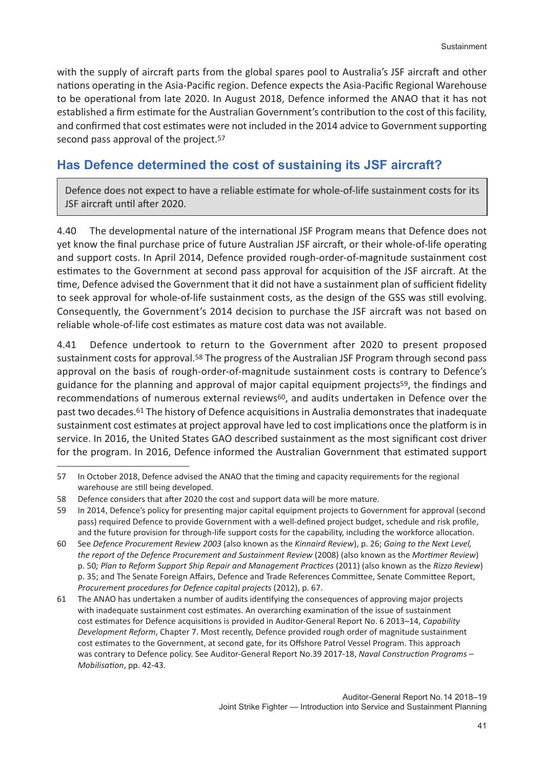with the supply of aircraft parts from the global spares pool to Australia's JSF aircraft and other nations operating in the Asia-Pacific region. Defence expects the Asia-Pacific Regional Warehouse to be operational from late 2020. In August 2018, Defence informed the ANAO that it has not established a firm estimate for the Australian Government's contribution to the cost of this facility, and confirmed that cost estimates were not included in the 2014 advice to Government supporting second pass approval of the project.[57]

## Has Defence determined the cost of sustaining its JSF aircraft?

> Defence does not expect to have a reliable estimate for whole-of-life sustainment costs for its JSF aircraft until after 2020.

4.40 The developmental nature of the international JSF Program means that Defence does not yet know the final purchase price of future Australian JSF aircraft, or their whole-of-life operating and support costs. In April 2014, Defence provided rough-order-of-magnitude sustainment cost estimates to the Government at second pass approval for acquisition of the JSF aircraft. At the time, Defence advised the Government that it did not have a sustainment plan of sufficient fidelity to seek approval for whole-of-life sustainment costs, as the design of the GSS was still evolving. Consequently, the Government's 2014 decision to purchase the JSF aircraft was not based on reliable whole-of-life cost estimates as mature cost data was not available.

4.41 Defence undertook to return to the Government after 2020 to present proposed sustainment costs for approval.[58] The progress of the Australian JSF Program through second pass approval on the basis of rough-order-of-magnitude sustainment costs is contrary to Defence's guidance for the planning and approval of major capital equipment projects[59], the findings and recommendations of numerous external reviews[60], and audits undertaken in Defence over the past two decades.[61] The history of Defence acquisitions in Australia demonstrates that inadequate sustainment cost estimates at project approval have led to cost implications once the platform is in service. In 2016, the United States GAO described sustainment as the most significant cost driver for the program. In 2016, Defence informed the Australian Government that estimated support

---

57 In October 2018, Defence advised the ANAO that the timing and capacity requirements for the regional warehouse are still being developed.

58 Defence considers that after 2020 the cost and support data will be more mature.

59 In 2014, Defence's policy for presenting major capital equipment projects to Government for approval (second pass) required Defence to provide Government with a well-defined project budget, schedule and risk profile, and the future provision for through-life support costs for the capability, including the workforce allocation.

60 See *Defence Procurement Review 2003* (also known as the *Kinnaird Review*), p. 26; *Going to the Next Level, the report of the Defence Procurement and Sustainment Review* (2008) (also known as the *Mortimer Review*) p. 50*; Plan to Reform Support Ship Repair and Management Practices* (2011) (also known as the *Rizzo Review*) p. 35; and The Senate Foreign Affairs, Defence and Trade References Committee, Senate Committee Report, *Procurement procedures for Defence capital projects* (2012), p. 67.

61 The ANAO has undertaken a number of audits identifying the consequences of approving major projects with inadequate sustainment cost estimates. An overarching examination of the issue of sustainment cost estimates for Defence acquisitions is provided in Auditor-General Report No. 6 2013–14, *Capability Development Reform*, Chapter 7. Most recently, Defence provided rough order of magnitude sustainment cost estimates to the Government, at second gate, for its Offshore Patrol Vessel Program. This approach was contrary to Defence policy. See Auditor-General Report No.39 2017-18, *Naval Construction Programs – Mobilisation*, pp. 42-43.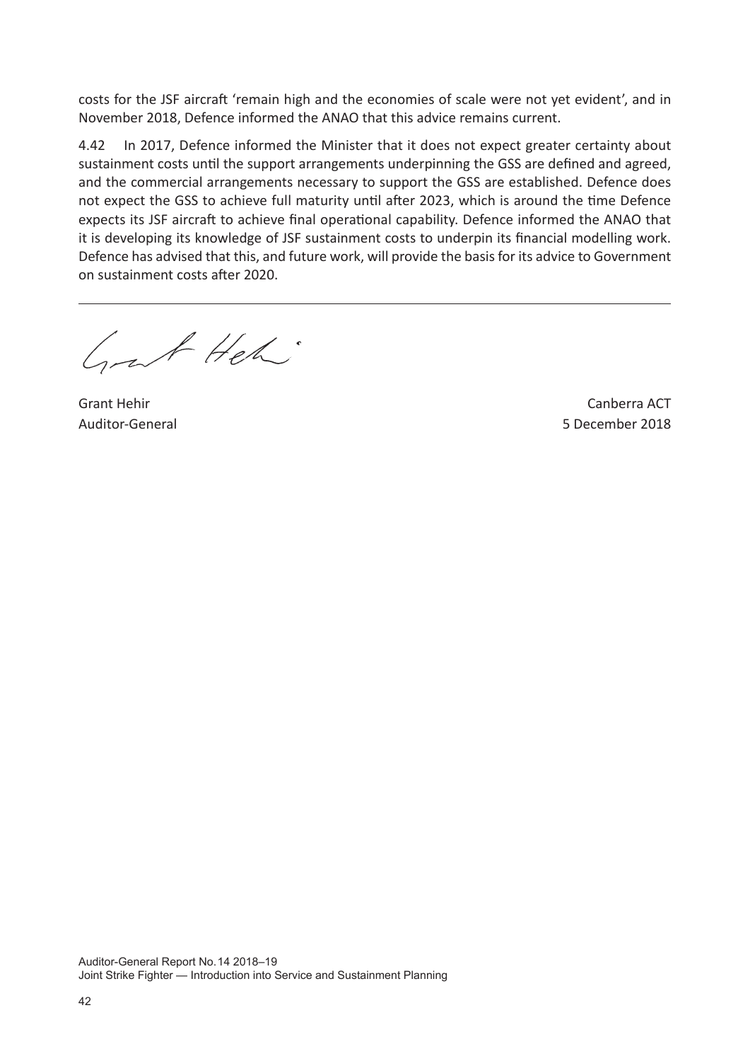costs for the JSF aircraft 'remain high and the economies of scale were not yet evident', and in November 2018, Defence informed the ANAO that this advice remains current.

4.42 In 2017, Defence informed the Minister that it does not expect greater certainty about sustainment costs until the support arrangements underpinning the GSS are defined and agreed, and the commercial arrangements necessary to support the GSS are established. Defence does not expect the GSS to achieve full maturity until after 2023, which is around the time Defence expects its JSF aircraft to achieve final operational capability. Defence informed the ANAO that it is developing its knowledge of JSF sustainment costs to underpin its financial modelling work. Defence has advised that this, and future work, will provide the basis for its advice to Government on sustainment costs after 2020.

---

Grant Hehir
Auditor-General

Canberra ACT
5 December 2018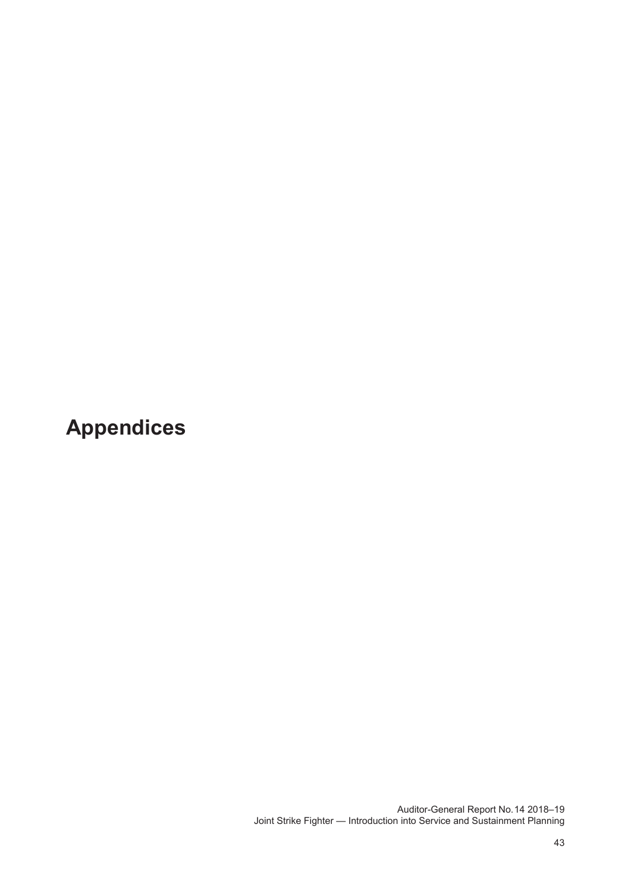# Appendices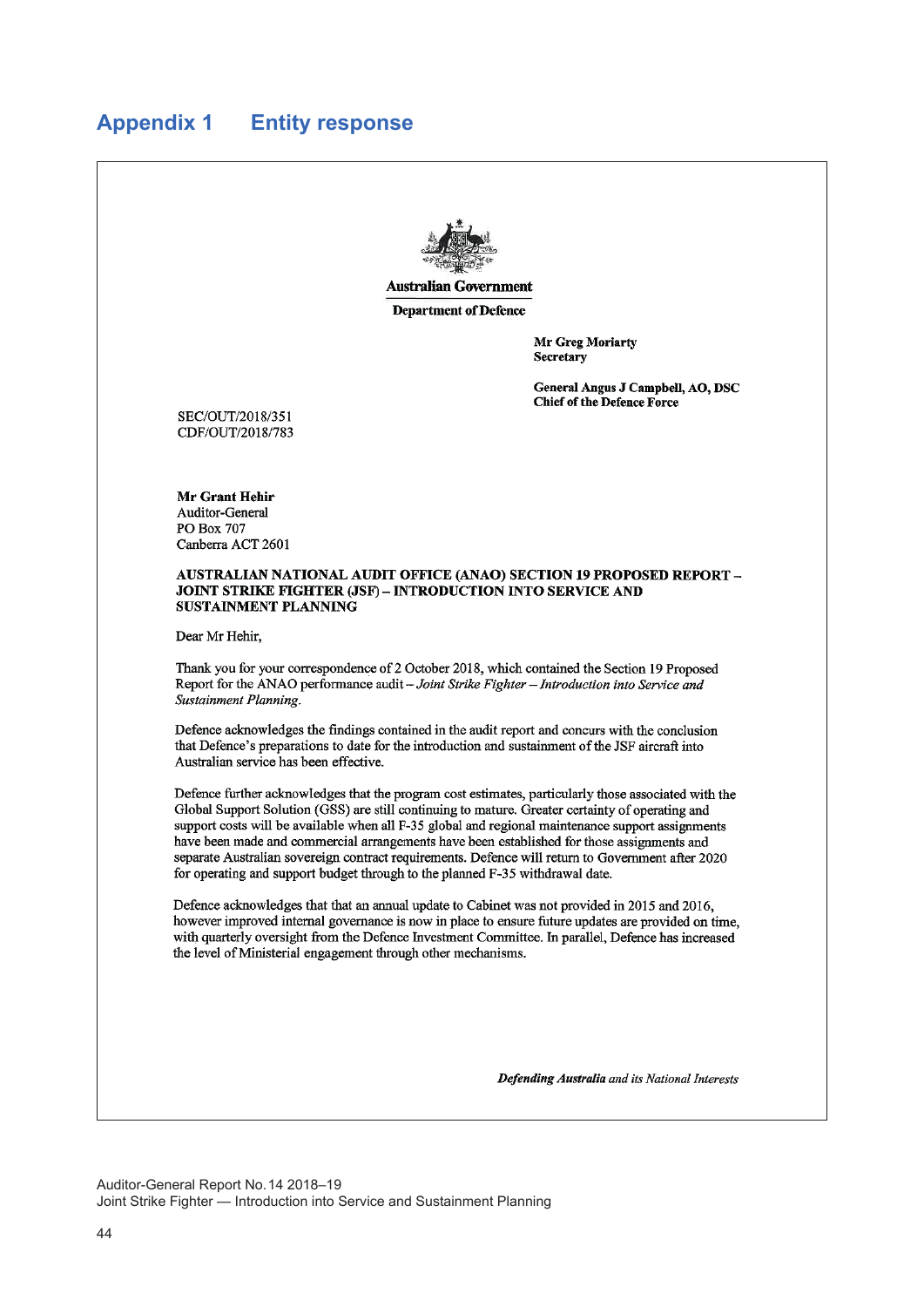# Appendix 1 Entity response

Australian Government

Department of Defence

**Mr Greg Moriarty**
**Secretary**

**General Angus J Campbell, AO, DSC**
**Chief of the Defence Force**

SEC/OUT/2018/351
CDF/OUT/2018/783

**Mr Grant Hehir**
Auditor-General
PO Box 707
Canberra ACT 2601

**AUSTRALIAN NATIONAL AUDIT OFFICE (ANAO) SECTION 19 PROPOSED REPORT – JOINT STRIKE FIGHTER (JSF) – INTRODUCTION INTO SERVICE AND SUSTAINMENT PLANNING**

Dear Mr Hehir,

Thank you for your correspondence of 2 October 2018, which contained the Section 19 Proposed Report for the ANAO performance audit – *Joint Strike Fighter – Introduction into Service and Sustainment Planning*.

Defence acknowledges the findings contained in the audit report and concurs with the conclusion that Defence's preparations to date for the introduction and sustainment of the JSF aircraft into Australian service has been effective.

Defence further acknowledges that the program cost estimates, particularly those associated with the Global Support Solution (GSS) are still continuing to mature. Greater certainty of operating and support costs will be available when all F-35 global and regional maintenance support assignments have been made and commercial arrangements have been established for those assignments and separate Australian sovereign contract requirements. Defence will return to Government after 2020 for operating and support budget through to the planned F-35 withdrawal date.

Defence acknowledges that that an annual update to Cabinet was not provided in 2015 and 2016, however improved internal governance is now in place to ensure future updates are provided on time, with quarterly oversight from the Defence Investment Committee. In parallel, Defence has increased the level of Ministerial engagement through other mechanisms.

***Defending Australia** and its National Interests*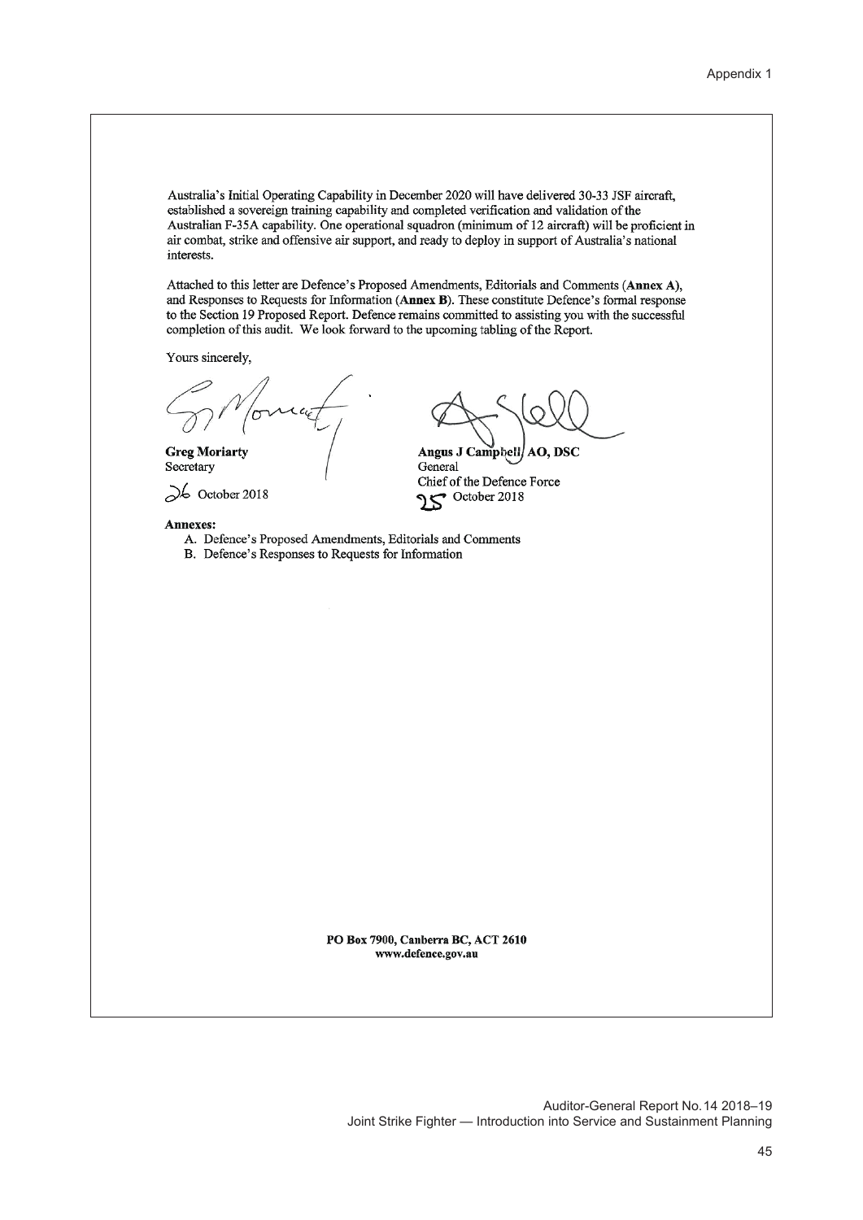Australia's Initial Operating Capability in December 2020 will have delivered 30-33 JSF aircraft, established a sovereign training capability and completed verification and validation of the Australian F-35A capability. One operational squadron (minimum of 12 aircraft) will be proficient in air combat, strike and offensive air support, and ready to deploy in support of Australia's national interests.

Attached to this letter are Defence's Proposed Amendments, Editorials and Comments (**Annex A**), and Responses to Requests for Information (**Annex B**). These constitute Defence's formal response to the Section 19 Proposed Report. Defence remains committed to assisting you with the successful completion of this audit. We look forward to the upcoming tabling of the Report.

Yours sincerely,

**Greg Moriarty**
Secretary

26 October 2018

**Angus J Campbell AO, DSC**
General
Chief of the Defence Force

25 October 2018

**Annexes:**

A. Defence's Proposed Amendments, Editorials and Comments
B. Defence's Responses to Requests for Information

**PO Box 7900, Canberra BC, ACT 2610**
**www.defence.gov.au**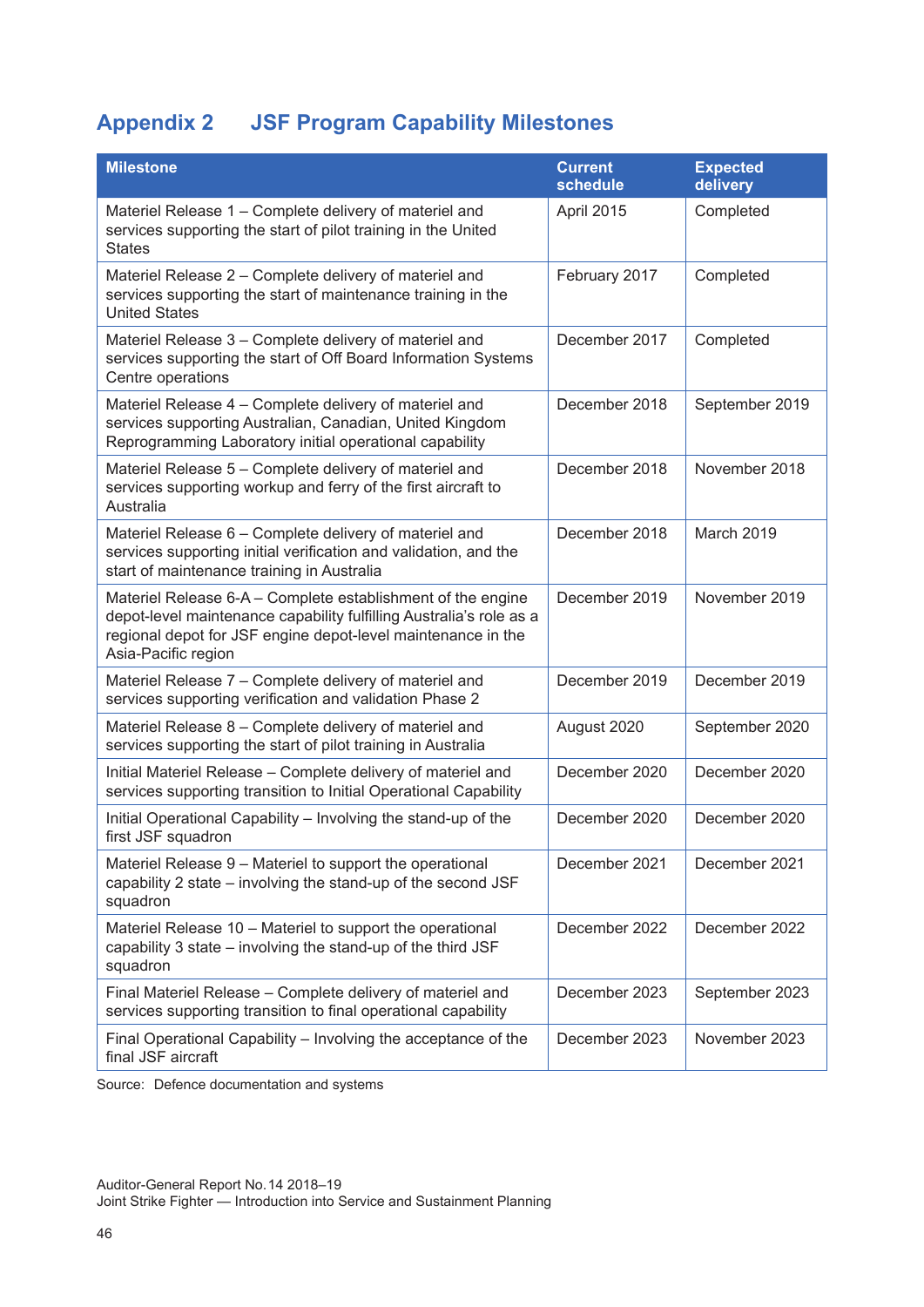# Appendix 2 JSF Program Capability Milestones

| Milestone | Current schedule | Expected delivery |
|---|---|---|
| Materiel Release 1 – Complete delivery of materiel and services supporting the start of pilot training in the United States | April 2015 | Completed |
| Materiel Release 2 – Complete delivery of materiel and services supporting the start of maintenance training in the United States | February 2017 | Completed |
| Materiel Release 3 – Complete delivery of materiel and services supporting the start of Off Board Information Systems Centre operations | December 2017 | Completed |
| Materiel Release 4 – Complete delivery of materiel and services supporting Australian, Canadian, United Kingdom Reprogramming Laboratory initial operational capability | December 2018 | September 2019 |
| Materiel Release 5 – Complete delivery of materiel and services supporting workup and ferry of the first aircraft to Australia | December 2018 | November 2018 |
| Materiel Release 6 – Complete delivery of materiel and services supporting initial verification and validation, and the start of maintenance training in Australia | December 2018 | March 2019 |
| Materiel Release 6-A – Complete establishment of the engine depot-level maintenance capability fulfilling Australia's role as a regional depot for JSF engine depot-level maintenance in the Asia-Pacific region | December 2019 | November 2019 |
| Materiel Release 7 – Complete delivery of materiel and services supporting verification and validation Phase 2 | December 2019 | December 2019 |
| Materiel Release 8 – Complete delivery of materiel and services supporting the start of pilot training in Australia | August 2020 | September 2020 |
| Initial Materiel Release – Complete delivery of materiel and services supporting transition to Initial Operational Capability | December 2020 | December 2020 |
| Initial Operational Capability – Involving the stand-up of the first JSF squadron | December 2020 | December 2020 |
| Materiel Release 9 – Materiel to support the operational capability 2 state – involving the stand-up of the second JSF squadron | December 2021 | December 2021 |
| Materiel Release 10 – Materiel to support the operational capability 3 state – involving the stand-up of the third JSF squadron | December 2022 | December 2022 |
| Final Materiel Release – Complete delivery of materiel and services supporting transition to final operational capability | December 2023 | September 2023 |
| Final Operational Capability – Involving the acceptance of the final JSF aircraft | December 2023 | November 2023 |

Source: Defence documentation and systems